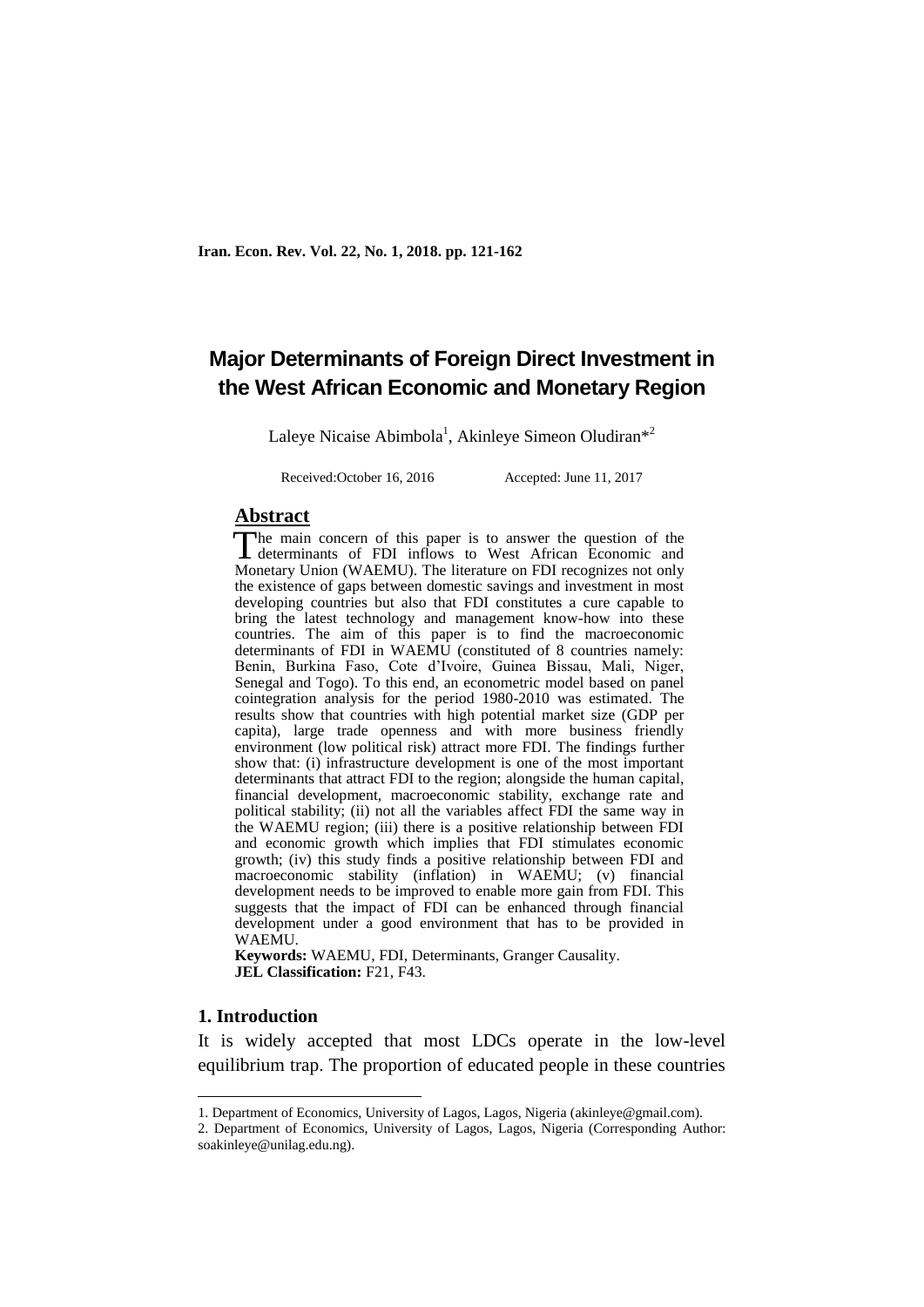# Major Determinants of Foreign Direct Investment in the West African Economic and Monetary Region

Laleye Nicaise Abimbola[1], Akinleye Simeon Oludiran*[2]

Received:October 16, 2016 Accepted: June 11, 2017

## Abstract

The main concern of this paper is to answer the question of the determinants of FDI inflows to West African Economic and Monetary Union (WAEMU). The literature on FDI recognizes not only the existence of gaps between domestic savings and investment in most developing countries but also that FDI constitutes a cure capable to bring the latest technology and management know-how into these countries. The aim of this paper is to find the macroeconomic determinants of FDI in WAEMU (constituted of 8 countries namely: Benin, Burkina Faso, Cote d'Ivoire, Guinea Bissau, Mali, Niger, Senegal and Togo). To this end, an econometric model based on panel cointegration analysis for the period 1980-2010 was estimated. The results show that countries with high potential market size (GDP per capita), large trade openness and with more business friendly environment (low political risk) attract more FDI. The findings further show that: (i) infrastructure development is one of the most important determinants that attract FDI to the region; alongside the human capital, financial development, macroeconomic stability, exchange rate and political stability; (ii) not all the variables affect FDI the same way in the WAEMU region; (iii) there is a positive relationship between FDI and economic growth which implies that FDI stimulates economic growth; (iv) this study finds a positive relationship between FDI and macroeconomic stability (inflation) in WAEMU; (v) financial development needs to be improved to enable more gain from FDI. This suggests that the impact of FDI can be enhanced through financial development under a good environment that has to be provided in WAEMU.

**Keywords:** WAEMU, FDI, Determinants, Granger Causality.
**JEL Classification:** F21, F43.

## 1. Introduction

It is widely accepted that most LDCs operate in the low-level equilibrium trap. The proportion of educated people in these countries

1. Department of Economics, University of Lagos, Lagos, Nigeria (akinleye@gmail.com).
2. Department of Economics, University of Lagos, Lagos, Nigeria (Corresponding Author: soakinleye@unilag.edu.ng).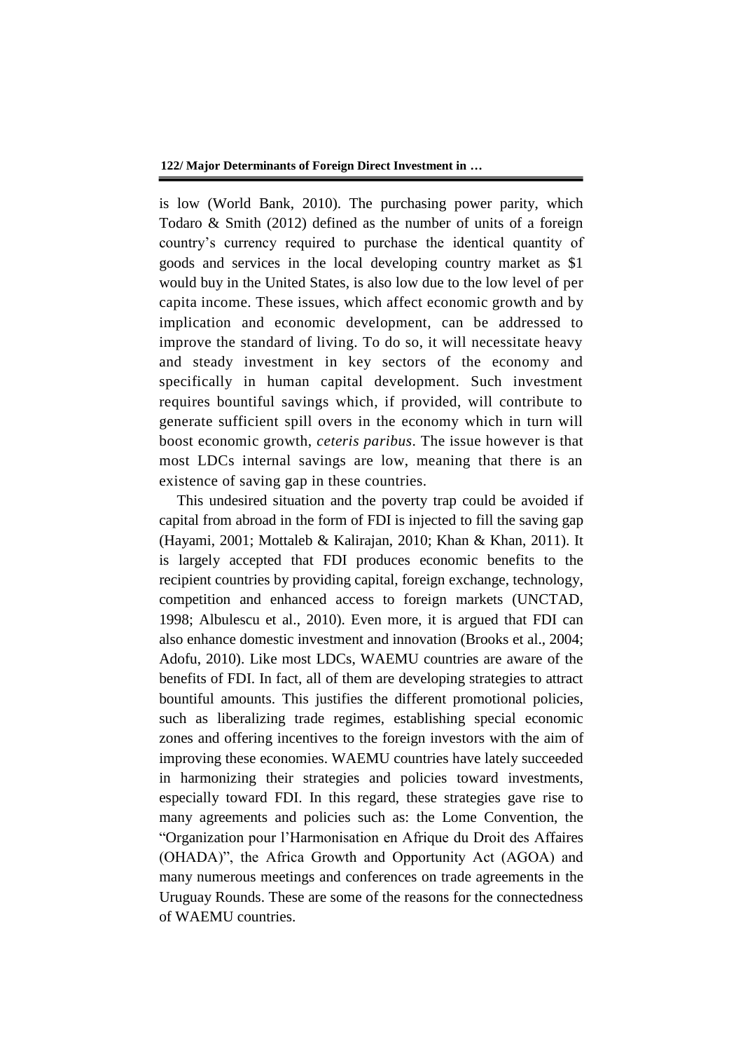is low (World Bank, 2010). The purchasing power parity, which Todaro & Smith (2012) defined as the number of units of a foreign country's currency required to purchase the identical quantity of goods and services in the local developing country market as $1 would buy in the United States, is also low due to the low level of per capita income. These issues, which affect economic growth and by implication and economic development, can be addressed to improve the standard of living. To do so, it will necessitate heavy and steady investment in key sectors of the economy and specifically in human capital development. Such investment requires bountiful savings which, if provided, will contribute to generate sufficient spill overs in the economy which in turn will boost economic growth, *ceteris paribus*. The issue however is that most LDCs internal savings are low, meaning that there is an existence of saving gap in these countries.

This undesired situation and the poverty trap could be avoided if capital from abroad in the form of FDI is injected to fill the saving gap (Hayami, 2001; Mottaleb & Kalirajan, 2010; Khan & Khan, 2011). It is largely accepted that FDI produces economic benefits to the recipient countries by providing capital, foreign exchange, technology, competition and enhanced access to foreign markets (UNCTAD, 1998; Albulescu et al., 2010). Even more, it is argued that FDI can also enhance domestic investment and innovation (Brooks et al., 2004; Adofu, 2010). Like most LDCs, WAEMU countries are aware of the benefits of FDI. In fact, all of them are developing strategies to attract bountiful amounts. This justifies the different promotional policies, such as liberalizing trade regimes, establishing special economic zones and offering incentives to the foreign investors with the aim of improving these economies. WAEMU countries have lately succeeded in harmonizing their strategies and policies toward investments, especially toward FDI. In this regard, these strategies gave rise to many agreements and policies such as: the Lome Convention, the "Organization pour l'Harmonisation en Afrique du Droit des Affaires (OHADA)", the Africa Growth and Opportunity Act (AGOA) and many numerous meetings and conferences on trade agreements in the Uruguay Rounds. These are some of the reasons for the connectedness of WAEMU countries.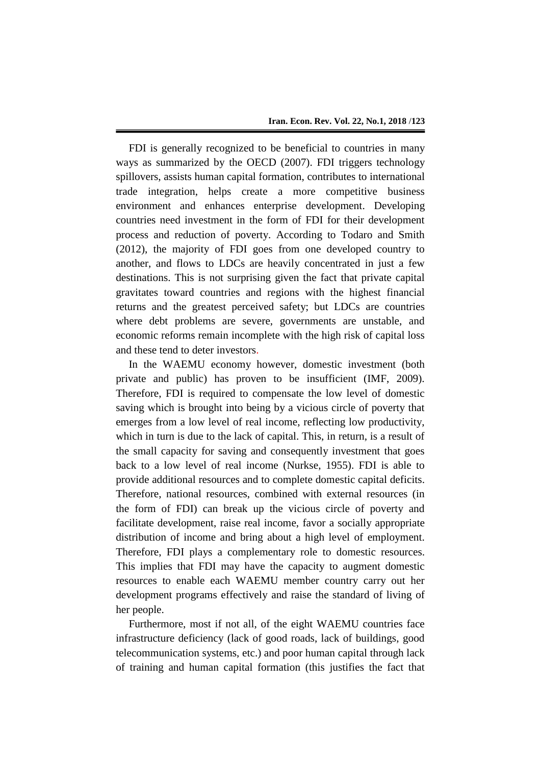FDI is generally recognized to be beneficial to countries in many ways as summarized by the OECD (2007). FDI triggers technology spillovers, assists human capital formation, contributes to international trade integration, helps create a more competitive business environment and enhances enterprise development. Developing countries need investment in the form of FDI for their development process and reduction of poverty. According to Todaro and Smith (2012), the majority of FDI goes from one developed country to another, and flows to LDCs are heavily concentrated in just a few destinations. This is not surprising given the fact that private capital gravitates toward countries and regions with the highest financial returns and the greatest perceived safety; but LDCs are countries where debt problems are severe, governments are unstable, and economic reforms remain incomplete with the high risk of capital loss and these tend to deter investors.

In the WAEMU economy however, domestic investment (both private and public) has proven to be insufficient (IMF, 2009). Therefore, FDI is required to compensate the low level of domestic saving which is brought into being by a vicious circle of poverty that emerges from a low level of real income, reflecting low productivity, which in turn is due to the lack of capital. This, in return, is a result of the small capacity for saving and consequently investment that goes back to a low level of real income (Nurkse, 1955). FDI is able to provide additional resources and to complete domestic capital deficits. Therefore, national resources, combined with external resources (in the form of FDI) can break up the vicious circle of poverty and facilitate development, raise real income, favor a socially appropriate distribution of income and bring about a high level of employment. Therefore, FDI plays a complementary role to domestic resources. This implies that FDI may have the capacity to augment domestic resources to enable each WAEMU member country carry out her development programs effectively and raise the standard of living of her people.

Furthermore, most if not all, of the eight WAEMU countries face infrastructure deficiency (lack of good roads, lack of buildings, good telecommunication systems, etc.) and poor human capital through lack of training and human capital formation (this justifies the fact that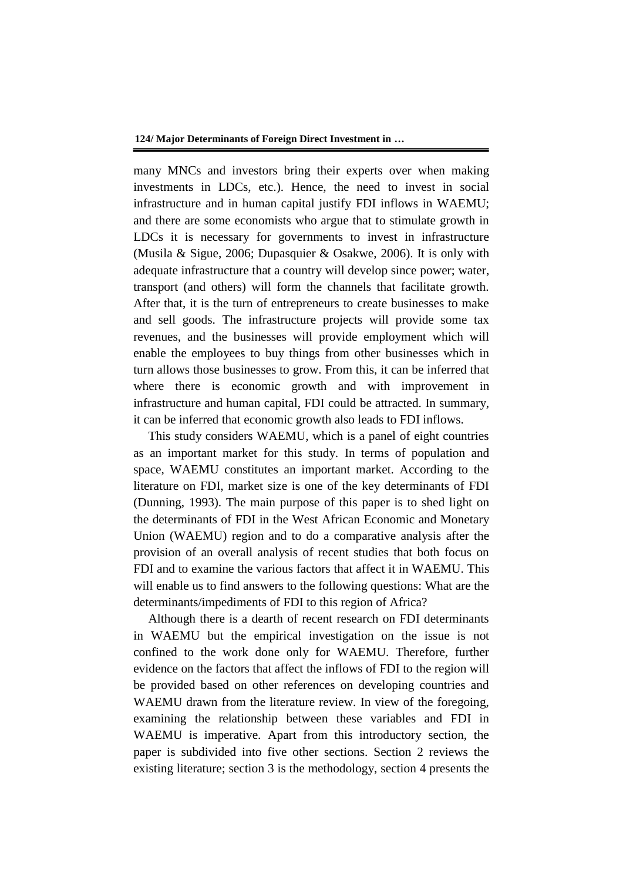many MNCs and investors bring their experts over when making investments in LDCs, etc.). Hence, the need to invest in social infrastructure and in human capital justify FDI inflows in WAEMU; and there are some economists who argue that to stimulate growth in LDCs it is necessary for governments to invest in infrastructure (Musila & Sigue, 2006; Dupasquier & Osakwe, 2006). It is only with adequate infrastructure that a country will develop since power; water, transport (and others) will form the channels that facilitate growth. After that, it is the turn of entrepreneurs to create businesses to make and sell goods. The infrastructure projects will provide some tax revenues, and the businesses will provide employment which will enable the employees to buy things from other businesses which in turn allows those businesses to grow. From this, it can be inferred that where there is economic growth and with improvement in infrastructure and human capital, FDI could be attracted. In summary, it can be inferred that economic growth also leads to FDI inflows.

This study considers WAEMU, which is a panel of eight countries as an important market for this study. In terms of population and space, WAEMU constitutes an important market. According to the literature on FDI, market size is one of the key determinants of FDI (Dunning, 1993). The main purpose of this paper is to shed light on the determinants of FDI in the West African Economic and Monetary Union (WAEMU) region and to do a comparative analysis after the provision of an overall analysis of recent studies that both focus on FDI and to examine the various factors that affect it in WAEMU. This will enable us to find answers to the following questions: What are the determinants/impediments of FDI to this region of Africa?

Although there is a dearth of recent research on FDI determinants in WAEMU but the empirical investigation on the issue is not confined to the work done only for WAEMU. Therefore, further evidence on the factors that affect the inflows of FDI to the region will be provided based on other references on developing countries and WAEMU drawn from the literature review. In view of the foregoing, examining the relationship between these variables and FDI in WAEMU is imperative. Apart from this introductory section, the paper is subdivided into five other sections. Section 2 reviews the existing literature; section 3 is the methodology, section 4 presents the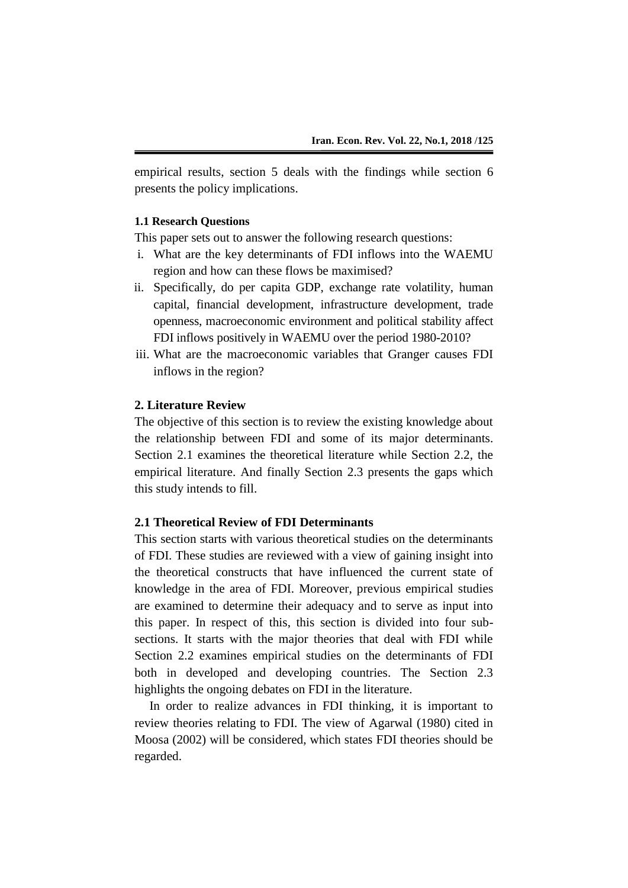empirical results, section 5 deals with the findings while section 6 presents the policy implications.

### 1.1 Research Questions

This paper sets out to answer the following research questions:

i. What are the key determinants of FDI inflows into the WAEMU region and how can these flows be maximised?
ii. Specifically, do per capita GDP, exchange rate volatility, human capital, financial development, infrastructure development, trade openness, macroeconomic environment and political stability affect FDI inflows positively in WAEMU over the period 1980-2010?
iii. What are the macroeconomic variables that Granger causes FDI inflows in the region?

## 2. Literature Review

The objective of this section is to review the existing knowledge about the relationship between FDI and some of its major determinants. Section 2.1 examines the theoretical literature while Section 2.2, the empirical literature. And finally Section 2.3 presents the gaps which this study intends to fill.

### 2.1 Theoretical Review of FDI Determinants

This section starts with various theoretical studies on the determinants of FDI. These studies are reviewed with a view of gaining insight into the theoretical constructs that have influenced the current state of knowledge in the area of FDI. Moreover, previous empirical studies are examined to determine their adequacy and to serve as input into this paper. In respect of this, this section is divided into four sub-sections. It starts with the major theories that deal with FDI while Section 2.2 examines empirical studies on the determinants of FDI both in developed and developing countries. The Section 2.3 highlights the ongoing debates on FDI in the literature.

In order to realize advances in FDI thinking, it is important to review theories relating to FDI. The view of Agarwal (1980) cited in Moosa (2002) will be considered, which states FDI theories should be regarded.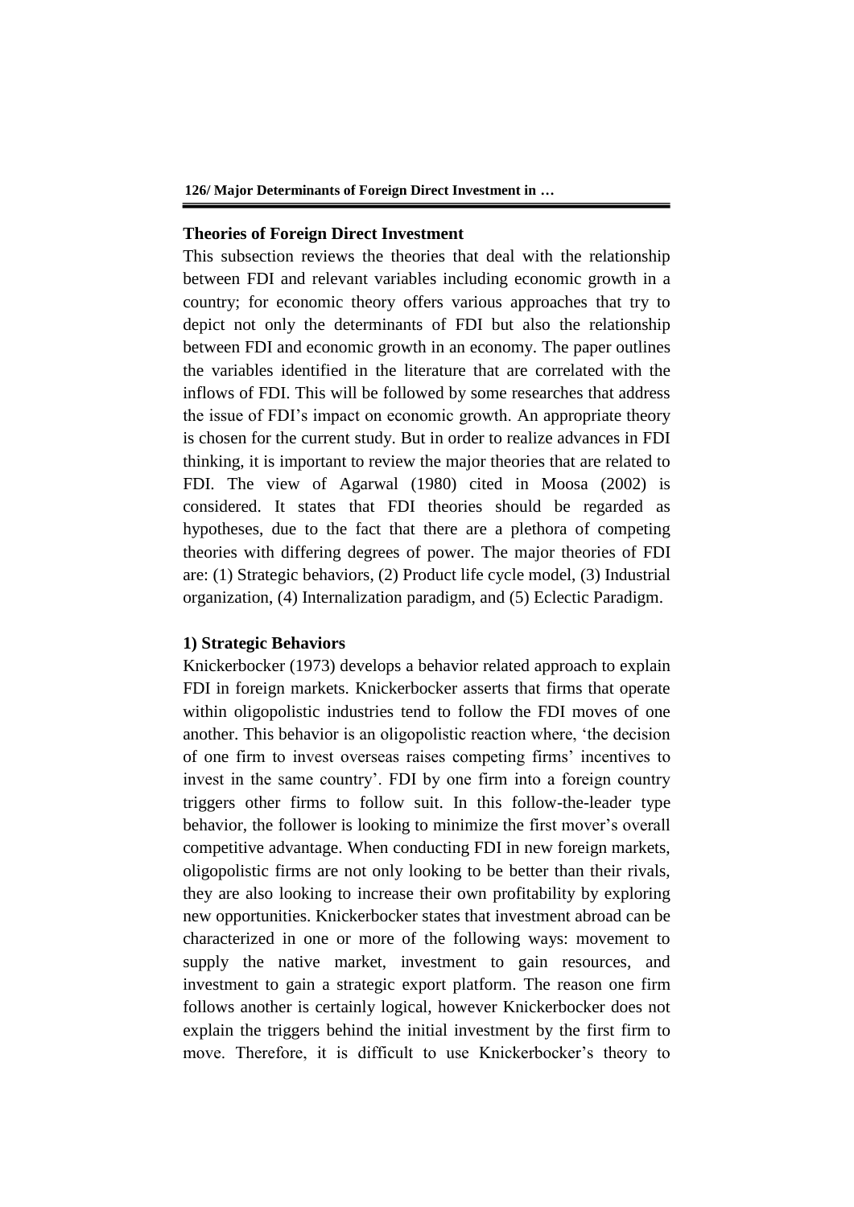### Theories of Foreign Direct Investment

This subsection reviews the theories that deal with the relationship between FDI and relevant variables including economic growth in a country; for economic theory offers various approaches that try to depict not only the determinants of FDI but also the relationship between FDI and economic growth in an economy. The paper outlines the variables identified in the literature that are correlated with the inflows of FDI. This will be followed by some researches that address the issue of FDI's impact on economic growth. An appropriate theory is chosen for the current study. But in order to realize advances in FDI thinking, it is important to review the major theories that are related to FDI. The view of Agarwal (1980) cited in Moosa (2002) is considered. It states that FDI theories should be regarded as hypotheses, due to the fact that there are a plethora of competing theories with differing degrees of power. The major theories of FDI are: (1) Strategic behaviors, (2) Product life cycle model, (3) Industrial organization, (4) Internalization paradigm, and (5) Eclectic Paradigm.

#### 1) Strategic Behaviors

Knickerbocker (1973) develops a behavior related approach to explain FDI in foreign markets. Knickerbocker asserts that firms that operate within oligopolistic industries tend to follow the FDI moves of one another. This behavior is an oligopolistic reaction where, 'the decision of one firm to invest overseas raises competing firms' incentives to invest in the same country'. FDI by one firm into a foreign country triggers other firms to follow suit. In this follow-the-leader type behavior, the follower is looking to minimize the first mover's overall competitive advantage. When conducting FDI in new foreign markets, oligopolistic firms are not only looking to be better than their rivals, they are also looking to increase their own profitability by exploring new opportunities. Knickerbocker states that investment abroad can be characterized in one or more of the following ways: movement to supply the native market, investment to gain resources, and investment to gain a strategic export platform. The reason one firm follows another is certainly logical, however Knickerbocker does not explain the triggers behind the initial investment by the first firm to move. Therefore, it is difficult to use Knickerbocker's theory to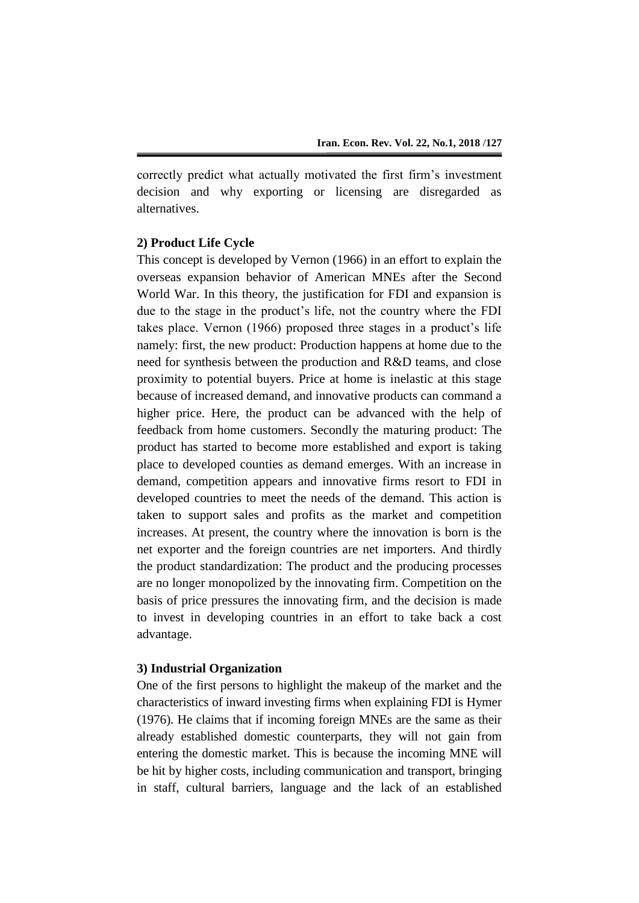correctly predict what actually motivated the first firm's investment decision and why exporting or licensing are disregarded as alternatives.

**2) Product Life Cycle**

This concept is developed by Vernon (1966) in an effort to explain the overseas expansion behavior of American MNEs after the Second World War. In this theory, the justification for FDI and expansion is due to the stage in the product's life, not the country where the FDI takes place. Vernon (1966) proposed three stages in a product's life namely: first, the new product: Production happens at home due to the need for synthesis between the production and R&D teams, and close proximity to potential buyers. Price at home is inelastic at this stage because of increased demand, and innovative products can command a higher price. Here, the product can be advanced with the help of feedback from home customers. Secondly the maturing product: The product has started to become more established and export is taking place to developed counties as demand emerges. With an increase in demand, competition appears and innovative firms resort to FDI in developed countries to meet the needs of the demand. This action is taken to support sales and profits as the market and competition increases. At present, the country where the innovation is born is the net exporter and the foreign countries are net importers. And thirdly the product standardization: The product and the producing processes are no longer monopolized by the innovating firm. Competition on the basis of price pressures the innovating firm, and the decision is made to invest in developing countries in an effort to take back a cost advantage.

**3) Industrial Organization**

One of the first persons to highlight the makeup of the market and the characteristics of inward investing firms when explaining FDI is Hymer (1976). He claims that if incoming foreign MNEs are the same as their already established domestic counterparts, they will not gain from entering the domestic market. This is because the incoming MNE will be hit by higher costs, including communication and transport, bringing in staff, cultural barriers, language and the lack of an established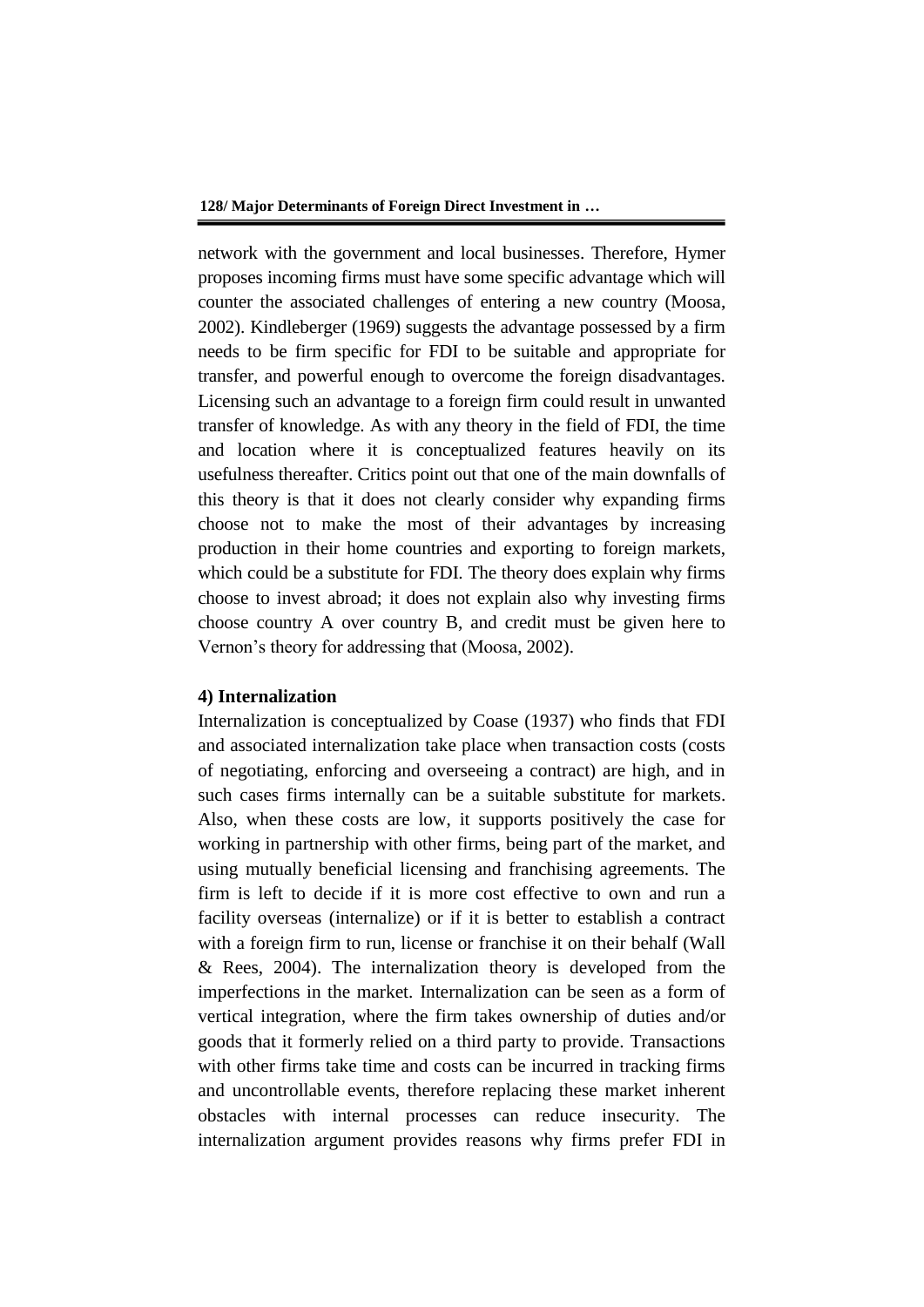network with the government and local businesses. Therefore, Hymer proposes incoming firms must have some specific advantage which will counter the associated challenges of entering a new country (Moosa, 2002). Kindleberger (1969) suggests the advantage possessed by a firm needs to be firm specific for FDI to be suitable and appropriate for transfer, and powerful enough to overcome the foreign disadvantages. Licensing such an advantage to a foreign firm could result in unwanted transfer of knowledge. As with any theory in the field of FDI, the time and location where it is conceptualized features heavily on its usefulness thereafter. Critics point out that one of the main downfalls of this theory is that it does not clearly consider why expanding firms choose not to make the most of their advantages by increasing production in their home countries and exporting to foreign markets, which could be a substitute for FDI. The theory does explain why firms choose to invest abroad; it does not explain also why investing firms choose country A over country B, and credit must be given here to Vernon's theory for addressing that (Moosa, 2002).

**4) Internalization**

Internalization is conceptualized by Coase (1937) who finds that FDI and associated internalization take place when transaction costs (costs of negotiating, enforcing and overseeing a contract) are high, and in such cases firms internally can be a suitable substitute for markets. Also, when these costs are low, it supports positively the case for working in partnership with other firms, being part of the market, and using mutually beneficial licensing and franchising agreements. The firm is left to decide if it is more cost effective to own and run a facility overseas (internalize) or if it is better to establish a contract with a foreign firm to run, license or franchise it on their behalf (Wall & Rees, 2004). The internalization theory is developed from the imperfections in the market. Internalization can be seen as a form of vertical integration, where the firm takes ownership of duties and/or goods that it formerly relied on a third party to provide. Transactions with other firms take time and costs can be incurred in tracking firms and uncontrollable events, therefore replacing these market inherent obstacles with internal processes can reduce insecurity. The internalization argument provides reasons why firms prefer FDI in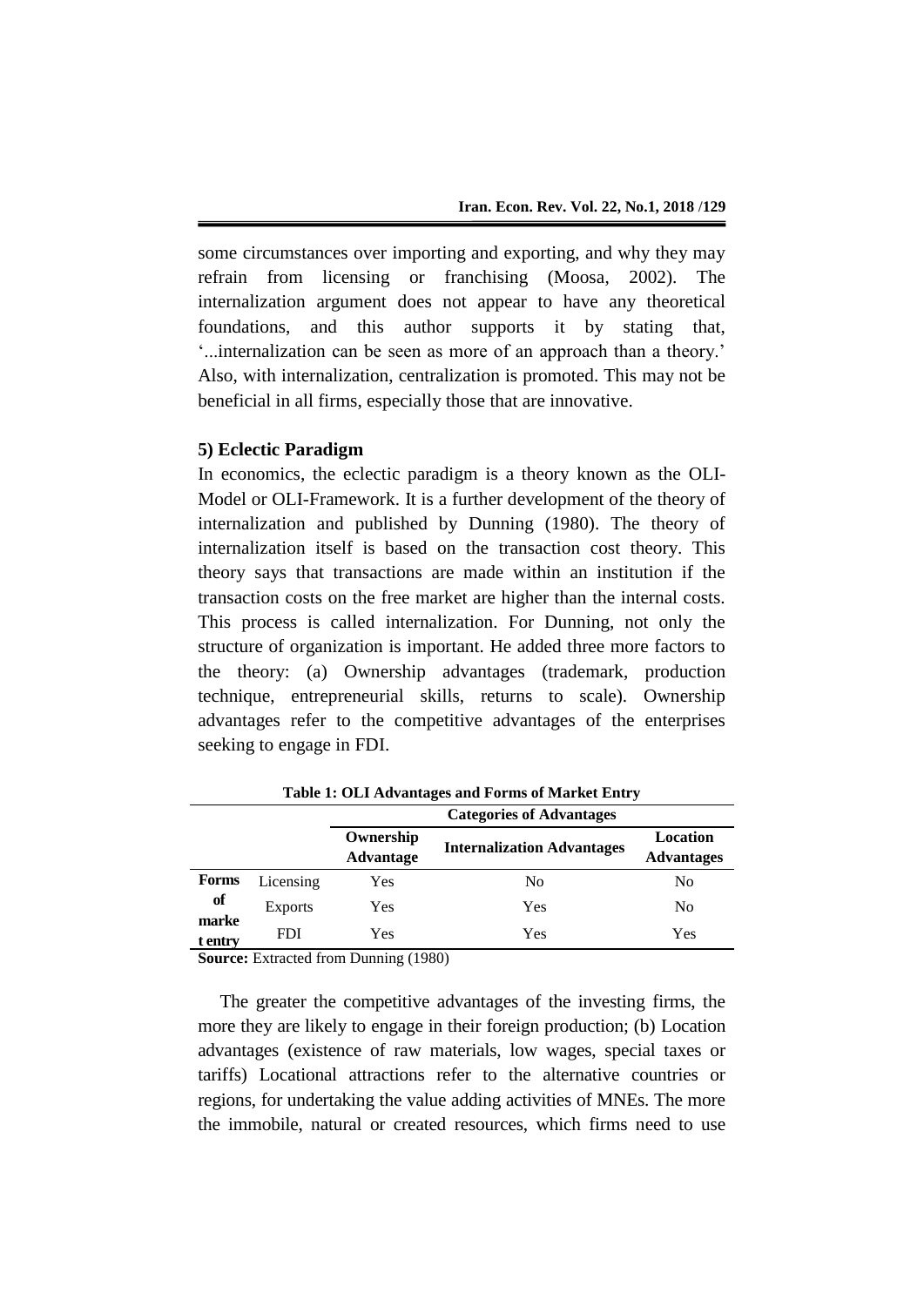some circumstances over importing and exporting, and why they may refrain from licensing or franchising (Moosa, 2002). The internalization argument does not appear to have any theoretical foundations, and this author supports it by stating that, '...internalization can be seen as more of an approach than a theory.' Also, with internalization, centralization is promoted. This may not be beneficial in all firms, especially those that are innovative.

### 5) Eclectic Paradigm

In economics, the eclectic paradigm is a theory known as the OLI-Model or OLI-Framework. It is a further development of the theory of internalization and published by Dunning (1980). The theory of internalization itself is based on the transaction cost theory. This theory says that transactions are made within an institution if the transaction costs on the free market are higher than the internal costs. This process is called internalization. For Dunning, not only the structure of organization is important. He added three more factors to the theory: (a) Ownership advantages (trademark, production technique, entrepreneurial skills, returns to scale). Ownership advantages refer to the competitive advantages of the enterprises seeking to engage in FDI.

**Table 1: OLI Advantages and Forms of Market Entry**

| | | Categories of Advantages | | |
|---|---|---|---|---|
| | | **Ownership Advantage** | **Internalization Advantages** | **Location Advantages** |
| **Forms of market entry** | Licensing | Yes | No | No |
| | Exports | Yes | Yes | No |
| | FDI | Yes | Yes | Yes |

**Source:** Extracted from Dunning (1980)

The greater the competitive advantages of the investing firms, the more they are likely to engage in their foreign production; (b) Location advantages (existence of raw materials, low wages, special taxes or tariffs) Locational attractions refer to the alternative countries or regions, for undertaking the value adding activities of MNEs. The more the immobile, natural or created resources, which firms need to use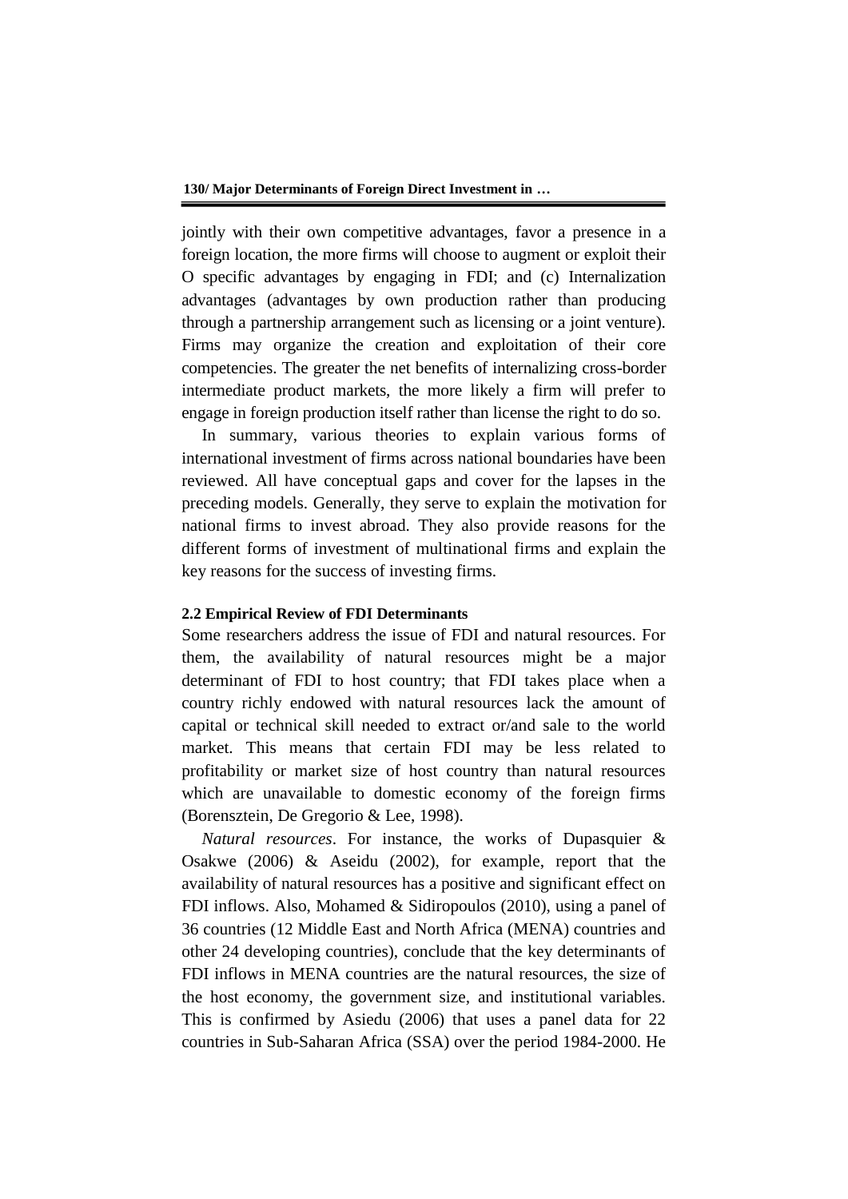jointly with their own competitive advantages, favor a presence in a foreign location, the more firms will choose to augment or exploit their O specific advantages by engaging in FDI; and (c) Internalization advantages (advantages by own production rather than producing through a partnership arrangement such as licensing or a joint venture). Firms may organize the creation and exploitation of their core competencies. The greater the net benefits of internalizing cross-border intermediate product markets, the more likely a firm will prefer to engage in foreign production itself rather than license the right to do so.

In summary, various theories to explain various forms of international investment of firms across national boundaries have been reviewed. All have conceptual gaps and cover for the lapses in the preceding models. Generally, they serve to explain the motivation for national firms to invest abroad. They also provide reasons for the different forms of investment of multinational firms and explain the key reasons for the success of investing firms.

### 2.2 Empirical Review of FDI Determinants

Some researchers address the issue of FDI and natural resources. For them, the availability of natural resources might be a major determinant of FDI to host country; that FDI takes place when a country richly endowed with natural resources lack the amount of capital or technical skill needed to extract or/and sale to the world market. This means that certain FDI may be less related to profitability or market size of host country than natural resources which are unavailable to domestic economy of the foreign firms (Borensztein, De Gregorio & Lee, 1998).

*Natural resources*. For instance, the works of Dupasquier & Osakwe (2006) & Aseidu (2002), for example, report that the availability of natural resources has a positive and significant effect on FDI inflows. Also, Mohamed & Sidiropoulos (2010), using a panel of 36 countries (12 Middle East and North Africa (MENA) countries and other 24 developing countries), conclude that the key determinants of FDI inflows in MENA countries are the natural resources, the size of the host economy, the government size, and institutional variables. This is confirmed by Asiedu (2006) that uses a panel data for 22 countries in Sub-Saharan Africa (SSA) over the period 1984-2000. He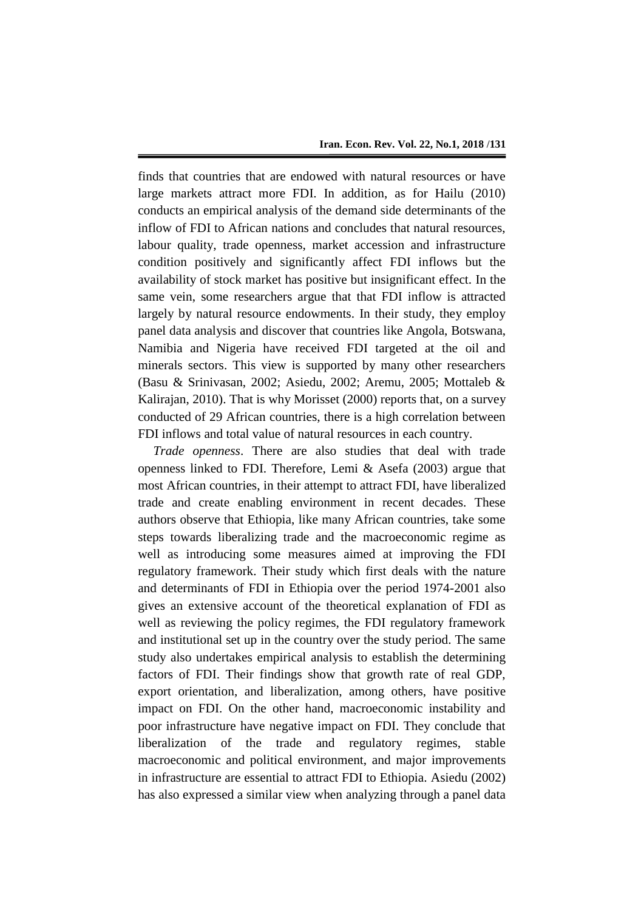finds that countries that are endowed with natural resources or have large markets attract more FDI. In addition, as for Hailu (2010) conducts an empirical analysis of the demand side determinants of the inflow of FDI to African nations and concludes that natural resources, labour quality, trade openness, market accession and infrastructure condition positively and significantly affect FDI inflows but the availability of stock market has positive but insignificant effect. In the same vein, some researchers argue that that FDI inflow is attracted largely by natural resource endowments. In their study, they employ panel data analysis and discover that countries like Angola, Botswana, Namibia and Nigeria have received FDI targeted at the oil and minerals sectors. This view is supported by many other researchers (Basu & Srinivasan, 2002; Asiedu, 2002; Aremu, 2005; Mottaleb & Kalirajan, 2010). That is why Morisset (2000) reports that, on a survey conducted of 29 African countries, there is a high correlation between FDI inflows and total value of natural resources in each country.

*Trade openness*. There are also studies that deal with trade openness linked to FDI. Therefore, Lemi & Asefa (2003) argue that most African countries, in their attempt to attract FDI, have liberalized trade and create enabling environment in recent decades. These authors observe that Ethiopia, like many African countries, take some steps towards liberalizing trade and the macroeconomic regime as well as introducing some measures aimed at improving the FDI regulatory framework. Their study which first deals with the nature and determinants of FDI in Ethiopia over the period 1974-2001 also gives an extensive account of the theoretical explanation of FDI as well as reviewing the policy regimes, the FDI regulatory framework and institutional set up in the country over the study period. The same study also undertakes empirical analysis to establish the determining factors of FDI. Their findings show that growth rate of real GDP, export orientation, and liberalization, among others, have positive impact on FDI. On the other hand, macroeconomic instability and poor infrastructure have negative impact on FDI. They conclude that liberalization of the trade and regulatory regimes, stable macroeconomic and political environment, and major improvements in infrastructure are essential to attract FDI to Ethiopia. Asiedu (2002) has also expressed a similar view when analyzing through a panel data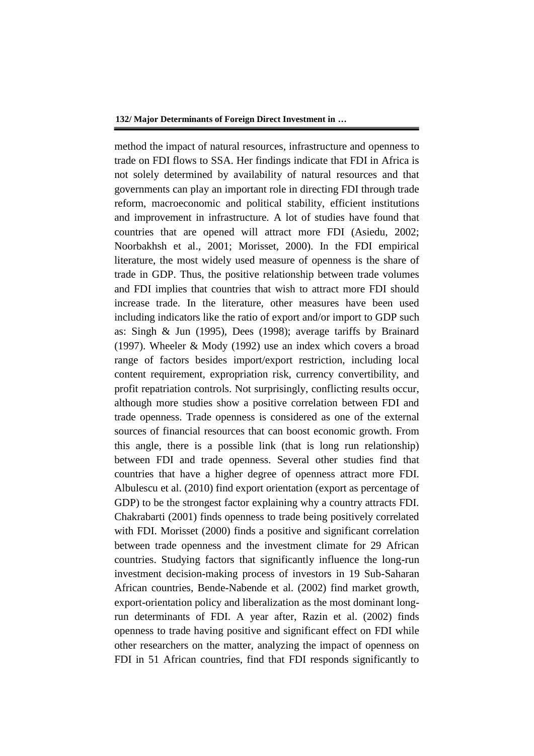method the impact of natural resources, infrastructure and openness to trade on FDI flows to SSA. Her findings indicate that FDI in Africa is not solely determined by availability of natural resources and that governments can play an important role in directing FDI through trade reform, macroeconomic and political stability, efficient institutions and improvement in infrastructure. A lot of studies have found that countries that are opened will attract more FDI (Asiedu, 2002; Noorbakhsh et al., 2001; Morisset, 2000). In the FDI empirical literature, the most widely used measure of openness is the share of trade in GDP. Thus, the positive relationship between trade volumes and FDI implies that countries that wish to attract more FDI should increase trade. In the literature, other measures have been used including indicators like the ratio of export and/or import to GDP such as: Singh & Jun (1995), Dees (1998); average tariffs by Brainard (1997). Wheeler & Mody (1992) use an index which covers a broad range of factors besides import/export restriction, including local content requirement, expropriation risk, currency convertibility, and profit repatriation controls. Not surprisingly, conflicting results occur, although more studies show a positive correlation between FDI and trade openness. Trade openness is considered as one of the external sources of financial resources that can boost economic growth. From this angle, there is a possible link (that is long run relationship) between FDI and trade openness. Several other studies find that countries that have a higher degree of openness attract more FDI. Albulescu et al. (2010) find export orientation (export as percentage of GDP) to be the strongest factor explaining why a country attracts FDI. Chakrabarti (2001) finds openness to trade being positively correlated with FDI. Morisset (2000) finds a positive and significant correlation between trade openness and the investment climate for 29 African countries. Studying factors that significantly influence the long-run investment decision-making process of investors in 19 Sub-Saharan African countries, Bende-Nabende et al. (2002) find market growth, export-orientation policy and liberalization as the most dominant long-run determinants of FDI. A year after, Razin et al. (2002) finds openness to trade having positive and significant effect on FDI while other researchers on the matter, analyzing the impact of openness on FDI in 51 African countries, find that FDI responds significantly to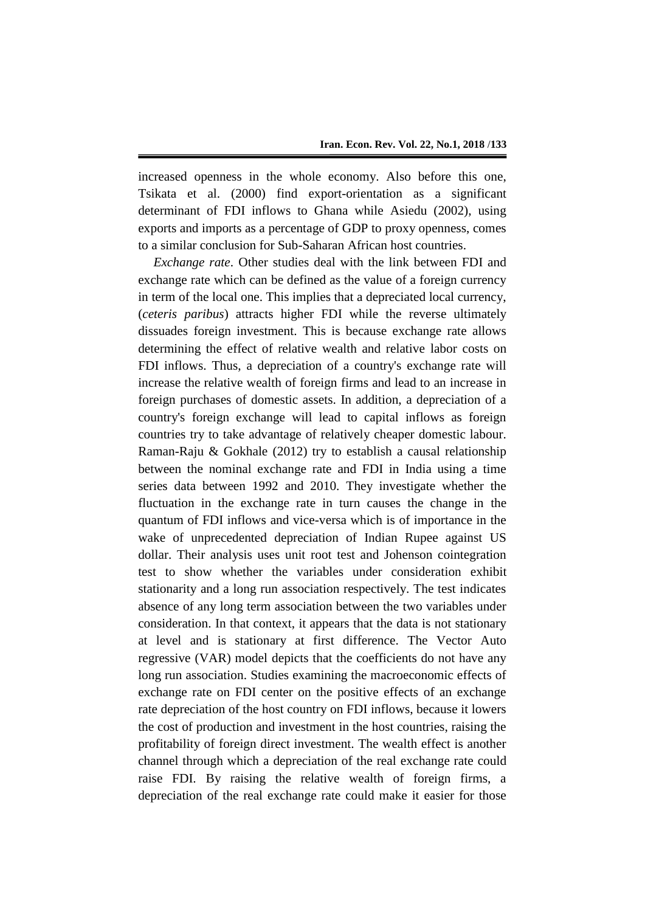increased openness in the whole economy. Also before this one, Tsikata et al. (2000) find export-orientation as a significant determinant of FDI inflows to Ghana while Asiedu (2002), using exports and imports as a percentage of GDP to proxy openness, comes to a similar conclusion for Sub-Saharan African host countries.

*Exchange rate*. Other studies deal with the link between FDI and exchange rate which can be defined as the value of a foreign currency in term of the local one. This implies that a depreciated local currency, (*ceteris paribus*) attracts higher FDI while the reverse ultimately dissuades foreign investment. This is because exchange rate allows determining the effect of relative wealth and relative labor costs on FDI inflows. Thus, a depreciation of a country's exchange rate will increase the relative wealth of foreign firms and lead to an increase in foreign purchases of domestic assets. In addition, a depreciation of a country's foreign exchange will lead to capital inflows as foreign countries try to take advantage of relatively cheaper domestic labour. Raman-Raju & Gokhale (2012) try to establish a causal relationship between the nominal exchange rate and FDI in India using a time series data between 1992 and 2010. They investigate whether the fluctuation in the exchange rate in turn causes the change in the quantum of FDI inflows and vice-versa which is of importance in the wake of unprecedented depreciation of Indian Rupee against US dollar. Their analysis uses unit root test and Johenson cointegration test to show whether the variables under consideration exhibit stationarity and a long run association respectively. The test indicates absence of any long term association between the two variables under consideration. In that context, it appears that the data is not stationary at level and is stationary at first difference. The Vector Auto regressive (VAR) model depicts that the coefficients do not have any long run association. Studies examining the macroeconomic effects of exchange rate on FDI center on the positive effects of an exchange rate depreciation of the host country on FDI inflows, because it lowers the cost of production and investment in the host countries, raising the profitability of foreign direct investment. The wealth effect is another channel through which a depreciation of the real exchange rate could raise FDI. By raising the relative wealth of foreign firms, a depreciation of the real exchange rate could make it easier for those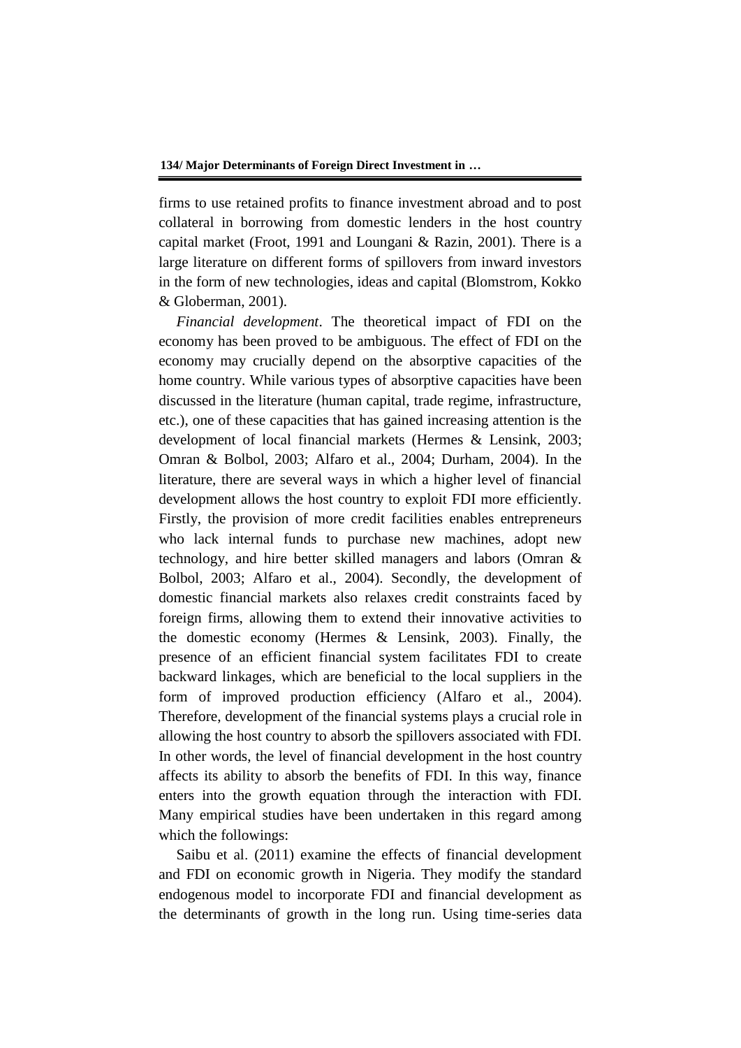firms to use retained profits to finance investment abroad and to post collateral in borrowing from domestic lenders in the host country capital market (Froot, 1991 and Loungani & Razin, 2001). There is a large literature on different forms of spillovers from inward investors in the form of new technologies, ideas and capital (Blomstrom, Kokko & Globerman, 2001).

*Financial development*. The theoretical impact of FDI on the economy has been proved to be ambiguous. The effect of FDI on the economy may crucially depend on the absorptive capacities of the home country. While various types of absorptive capacities have been discussed in the literature (human capital, trade regime, infrastructure, etc.), one of these capacities that has gained increasing attention is the development of local financial markets (Hermes & Lensink, 2003; Omran & Bolbol, 2003; Alfaro et al., 2004; Durham, 2004). In the literature, there are several ways in which a higher level of financial development allows the host country to exploit FDI more efficiently. Firstly, the provision of more credit facilities enables entrepreneurs who lack internal funds to purchase new machines, adopt new technology, and hire better skilled managers and labors (Omran & Bolbol, 2003; Alfaro et al., 2004). Secondly, the development of domestic financial markets also relaxes credit constraints faced by foreign firms, allowing them to extend their innovative activities to the domestic economy (Hermes & Lensink, 2003). Finally, the presence of an efficient financial system facilitates FDI to create backward linkages, which are beneficial to the local suppliers in the form of improved production efficiency (Alfaro et al., 2004). Therefore, development of the financial systems plays a crucial role in allowing the host country to absorb the spillovers associated with FDI. In other words, the level of financial development in the host country affects its ability to absorb the benefits of FDI. In this way, finance enters into the growth equation through the interaction with FDI. Many empirical studies have been undertaken in this regard among which the followings:

Saibu et al. (2011) examine the effects of financial development and FDI on economic growth in Nigeria. They modify the standard endogenous model to incorporate FDI and financial development as the determinants of growth in the long run. Using time-series data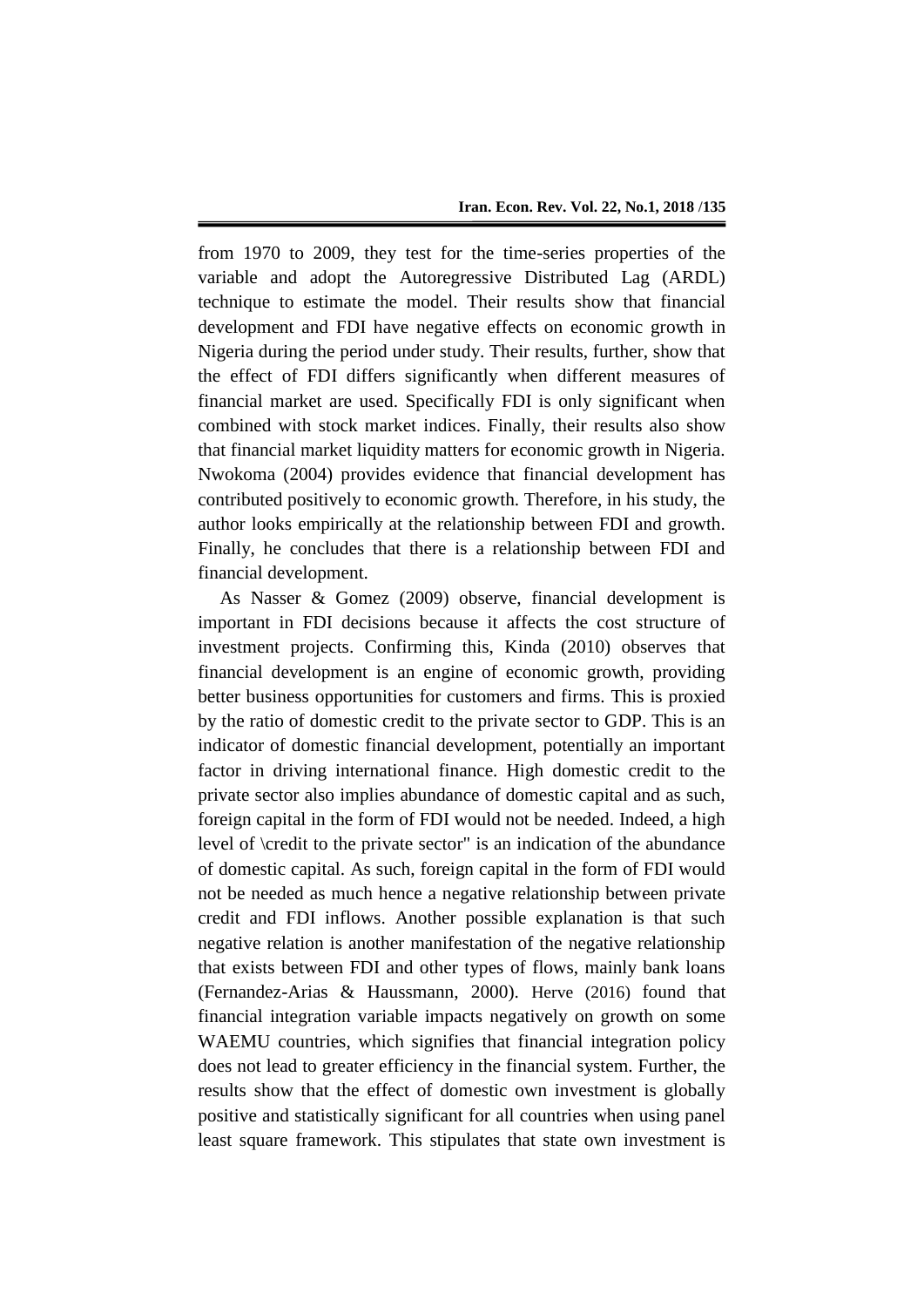from 1970 to 2009, they test for the time-series properties of the variable and adopt the Autoregressive Distributed Lag (ARDL) technique to estimate the model. Their results show that financial development and FDI have negative effects on economic growth in Nigeria during the period under study. Their results, further, show that the effect of FDI differs significantly when different measures of financial market are used. Specifically FDI is only significant when combined with stock market indices. Finally, their results also show that financial market liquidity matters for economic growth in Nigeria. Nwokoma (2004) provides evidence that financial development has contributed positively to economic growth. Therefore, in his study, the author looks empirically at the relationship between FDI and growth. Finally, he concludes that there is a relationship between FDI and financial development.

As Nasser & Gomez (2009) observe, financial development is important in FDI decisions because it affects the cost structure of investment projects. Confirming this, Kinda (2010) observes that financial development is an engine of economic growth, providing better business opportunities for customers and firms. This is proxied by the ratio of domestic credit to the private sector to GDP. This is an indicator of domestic financial development, potentially an important factor in driving international finance. High domestic credit to the private sector also implies abundance of domestic capital and as such, foreign capital in the form of FDI would not be needed. Indeed, a high level of \credit to the private sector" is an indication of the abundance of domestic capital. As such, foreign capital in the form of FDI would not be needed as much hence a negative relationship between private credit and FDI inflows. Another possible explanation is that such negative relation is another manifestation of the negative relationship that exists between FDI and other types of flows, mainly bank loans (Fernandez-Arias & Haussmann, 2000). Herve (2016) found that financial integration variable impacts negatively on growth on some WAEMU countries, which signifies that financial integration policy does not lead to greater efficiency in the financial system. Further, the results show that the effect of domestic own investment is globally positive and statistically significant for all countries when using panel least square framework. This stipulates that state own investment is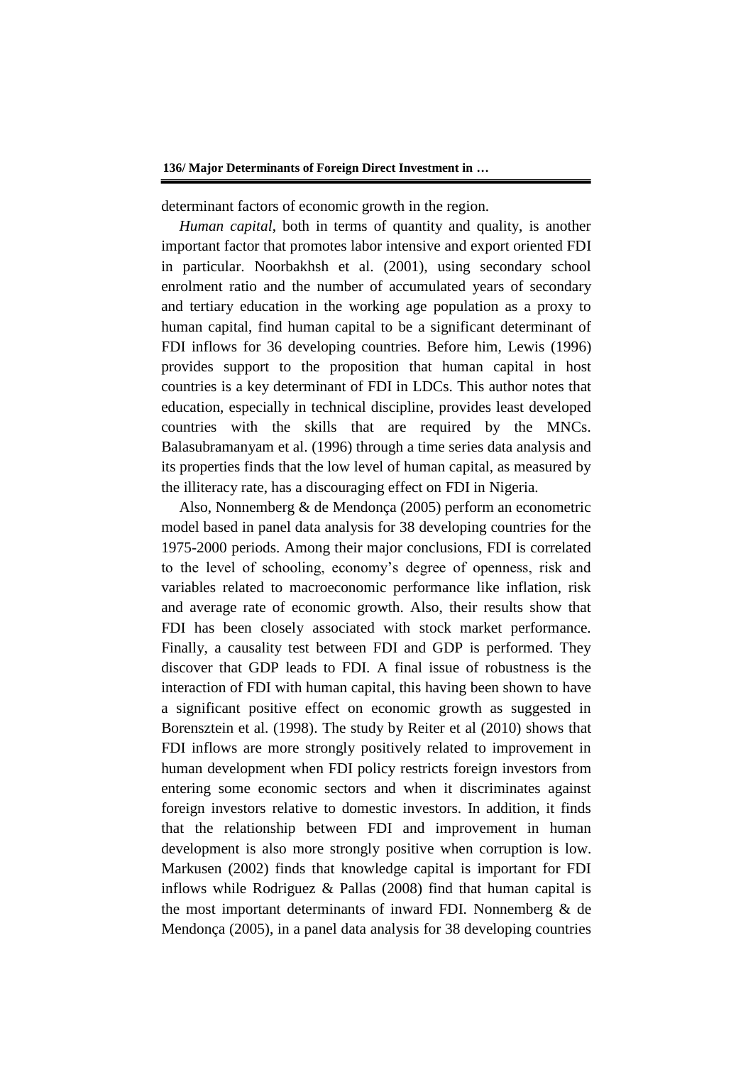determinant factors of economic growth in the region.

*Human capital*, both in terms of quantity and quality, is another important factor that promotes labor intensive and export oriented FDI in particular. Noorbakhsh et al. (2001), using secondary school enrolment ratio and the number of accumulated years of secondary and tertiary education in the working age population as a proxy to human capital, find human capital to be a significant determinant of FDI inflows for 36 developing countries. Before him, Lewis (1996) provides support to the proposition that human capital in host countries is a key determinant of FDI in LDCs. This author notes that education, especially in technical discipline, provides least developed countries with the skills that are required by the MNCs. Balasubramanyam et al. (1996) through a time series data analysis and its properties finds that the low level of human capital, as measured by the illiteracy rate, has a discouraging effect on FDI in Nigeria.

Also, Nonnemberg & de Mendonça (2005) perform an econometric model based in panel data analysis for 38 developing countries for the 1975-2000 periods. Among their major conclusions, FDI is correlated to the level of schooling, economy's degree of openness, risk and variables related to macroeconomic performance like inflation, risk and average rate of economic growth. Also, their results show that FDI has been closely associated with stock market performance. Finally, a causality test between FDI and GDP is performed. They discover that GDP leads to FDI. A final issue of robustness is the interaction of FDI with human capital, this having been shown to have a significant positive effect on economic growth as suggested in Borensztein et al. (1998). The study by Reiter et al (2010) shows that FDI inflows are more strongly positively related to improvement in human development when FDI policy restricts foreign investors from entering some economic sectors and when it discriminates against foreign investors relative to domestic investors. In addition, it finds that the relationship between FDI and improvement in human development is also more strongly positive when corruption is low. Markusen (2002) finds that knowledge capital is important for FDI inflows while Rodriguez & Pallas (2008) find that human capital is the most important determinants of inward FDI. Nonnemberg & de Mendonça (2005), in a panel data analysis for 38 developing countries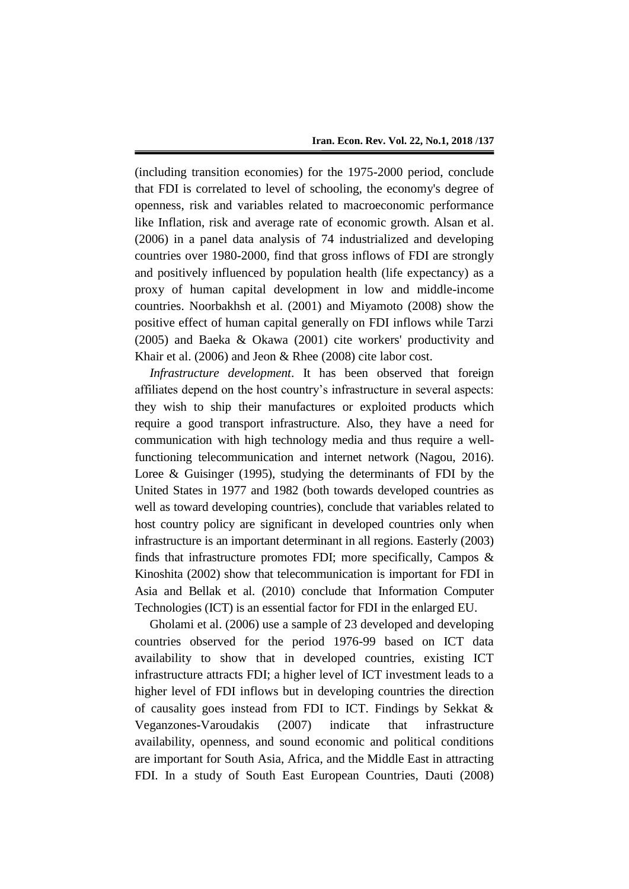(including transition economies) for the 1975-2000 period, conclude that FDI is correlated to level of schooling, the economy's degree of openness, risk and variables related to macroeconomic performance like Inflation, risk and average rate of economic growth. Alsan et al. (2006) in a panel data analysis of 74 industrialized and developing countries over 1980-2000, find that gross inflows of FDI are strongly and positively influenced by population health (life expectancy) as a proxy of human capital development in low and middle-income countries. Noorbakhsh et al. (2001) and Miyamoto (2008) show the positive effect of human capital generally on FDI inflows while Tarzi (2005) and Baeka & Okawa (2001) cite workers' productivity and Khair et al. (2006) and Jeon & Rhee (2008) cite labor cost.

*Infrastructure development*. It has been observed that foreign affiliates depend on the host country's infrastructure in several aspects: they wish to ship their manufactures or exploited products which require a good transport infrastructure. Also, they have a need for communication with high technology media and thus require a well-functioning telecommunication and internet network (Nagou, 2016). Loree & Guisinger (1995), studying the determinants of FDI by the United States in 1977 and 1982 (both towards developed countries as well as toward developing countries), conclude that variables related to host country policy are significant in developed countries only when infrastructure is an important determinant in all regions. Easterly (2003) finds that infrastructure promotes FDI; more specifically, Campos & Kinoshita (2002) show that telecommunication is important for FDI in Asia and Bellak et al. (2010) conclude that Information Computer Technologies (ICT) is an essential factor for FDI in the enlarged EU.

Gholami et al. (2006) use a sample of 23 developed and developing countries observed for the period 1976-99 based on ICT data availability to show that in developed countries, existing ICT infrastructure attracts FDI; a higher level of ICT investment leads to a higher level of FDI inflows but in developing countries the direction of causality goes instead from FDI to ICT. Findings by Sekkat & Veganzones-Varoudakis (2007) indicate that infrastructure availability, openness, and sound economic and political conditions are important for South Asia, Africa, and the Middle East in attracting FDI. In a study of South East European Countries, Dauti (2008)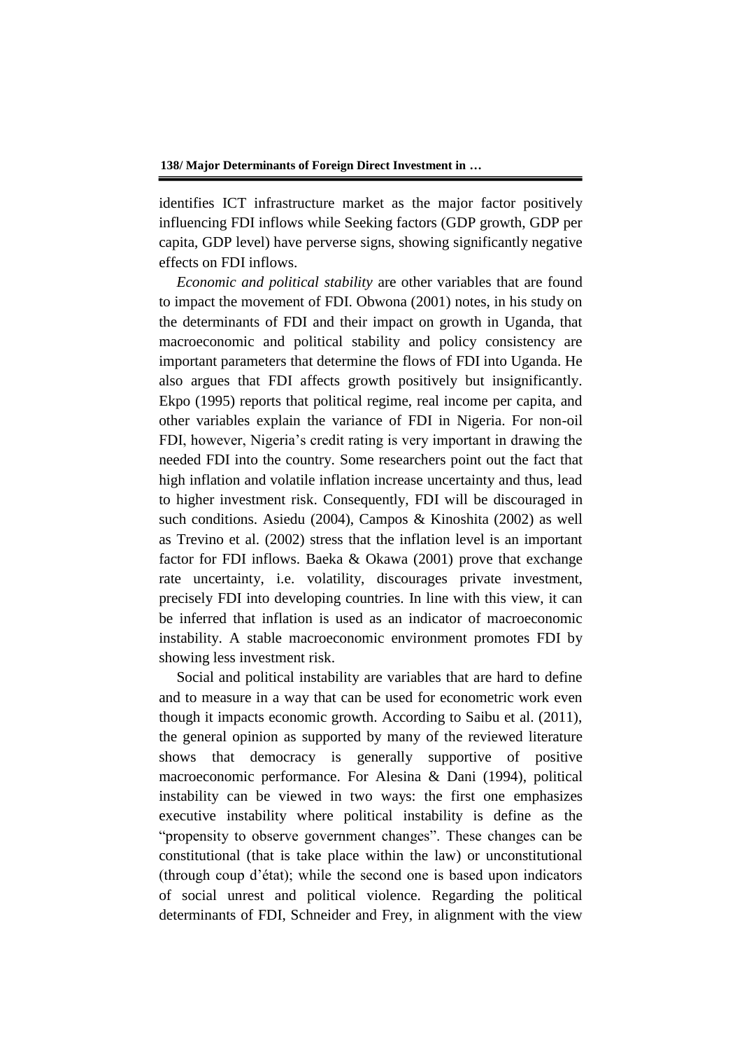identifies ICT infrastructure market as the major factor positively influencing FDI inflows while Seeking factors (GDP growth, GDP per capita, GDP level) have perverse signs, showing significantly negative effects on FDI inflows.

*Economic and political stability* are other variables that are found to impact the movement of FDI. Obwona (2001) notes, in his study on the determinants of FDI and their impact on growth in Uganda, that macroeconomic and political stability and policy consistency are important parameters that determine the flows of FDI into Uganda. He also argues that FDI affects growth positively but insignificantly. Ekpo (1995) reports that political regime, real income per capita, and other variables explain the variance of FDI in Nigeria. For non-oil FDI, however, Nigeria's credit rating is very important in drawing the needed FDI into the country. Some researchers point out the fact that high inflation and volatile inflation increase uncertainty and thus, lead to higher investment risk. Consequently, FDI will be discouraged in such conditions. Asiedu (2004), Campos & Kinoshita (2002) as well as Trevino et al. (2002) stress that the inflation level is an important factor for FDI inflows. Baeka & Okawa (2001) prove that exchange rate uncertainty, i.e. volatility, discourages private investment, precisely FDI into developing countries. In line with this view, it can be inferred that inflation is used as an indicator of macroeconomic instability. A stable macroeconomic environment promotes FDI by showing less investment risk.

Social and political instability are variables that are hard to define and to measure in a way that can be used for econometric work even though it impacts economic growth. According to Saibu et al. (2011), the general opinion as supported by many of the reviewed literature shows that democracy is generally supportive of positive macroeconomic performance. For Alesina & Dani (1994), political instability can be viewed in two ways: the first one emphasizes executive instability where political instability is define as the "propensity to observe government changes". These changes can be constitutional (that is take place within the law) or unconstitutional (through coup d'état); while the second one is based upon indicators of social unrest and political violence. Regarding the political determinants of FDI, Schneider and Frey, in alignment with the view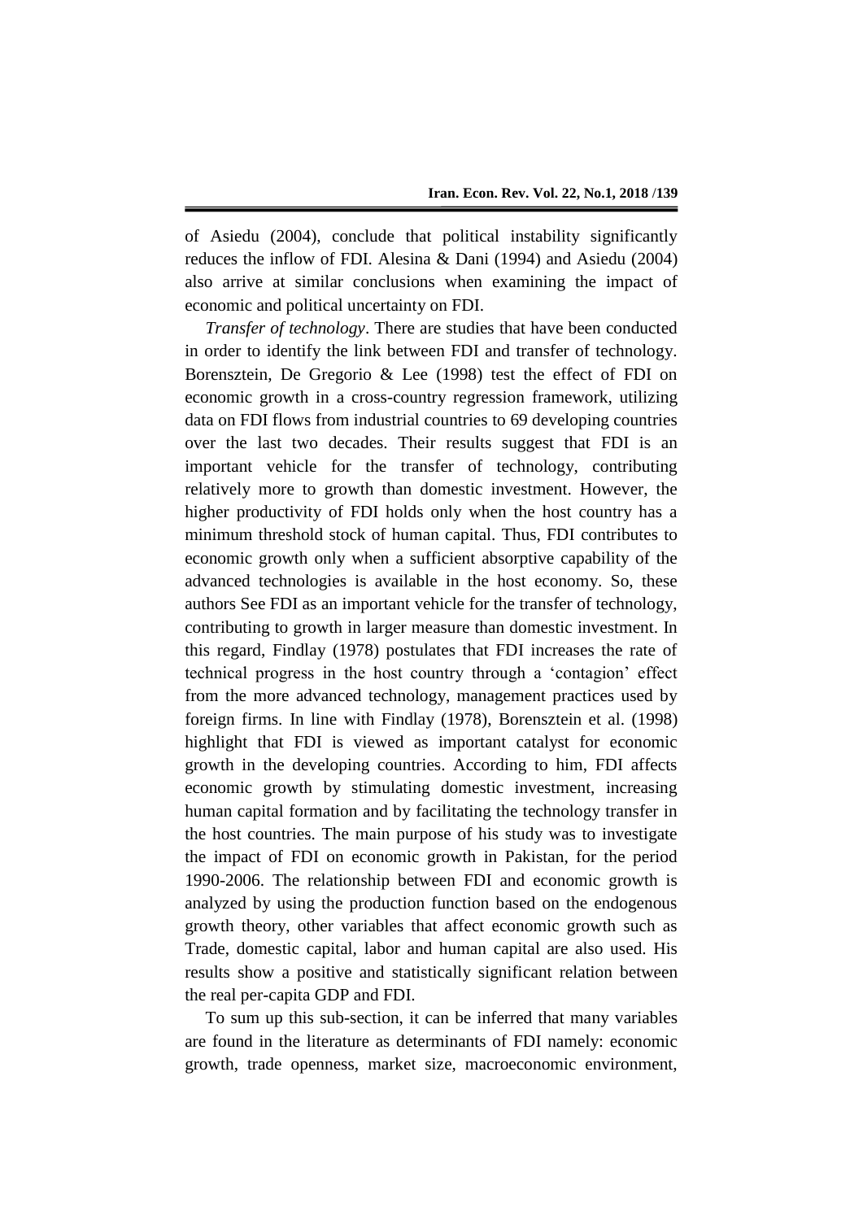of Asiedu (2004), conclude that political instability significantly reduces the inflow of FDI. Alesina & Dani (1994) and Asiedu (2004) also arrive at similar conclusions when examining the impact of economic and political uncertainty on FDI.

*Transfer of technology*. There are studies that have been conducted in order to identify the link between FDI and transfer of technology. Borensztein, De Gregorio & Lee (1998) test the effect of FDI on economic growth in a cross-country regression framework, utilizing data on FDI flows from industrial countries to 69 developing countries over the last two decades. Their results suggest that FDI is an important vehicle for the transfer of technology, contributing relatively more to growth than domestic investment. However, the higher productivity of FDI holds only when the host country has a minimum threshold stock of human capital. Thus, FDI contributes to economic growth only when a sufficient absorptive capability of the advanced technologies is available in the host economy. So, these authors See FDI as an important vehicle for the transfer of technology, contributing to growth in larger measure than domestic investment. In this regard, Findlay (1978) postulates that FDI increases the rate of technical progress in the host country through a 'contagion' effect from the more advanced technology, management practices used by foreign firms. In line with Findlay (1978), Borensztein et al. (1998) highlight that FDI is viewed as important catalyst for economic growth in the developing countries. According to him, FDI affects economic growth by stimulating domestic investment, increasing human capital formation and by facilitating the technology transfer in the host countries. The main purpose of his study was to investigate the impact of FDI on economic growth in Pakistan, for the period 1990-2006. The relationship between FDI and economic growth is analyzed by using the production function based on the endogenous growth theory, other variables that affect economic growth such as Trade, domestic capital, labor and human capital are also used. His results show a positive and statistically significant relation between the real per-capita GDP and FDI.

To sum up this sub-section, it can be inferred that many variables are found in the literature as determinants of FDI namely: economic growth, trade openness, market size, macroeconomic environment,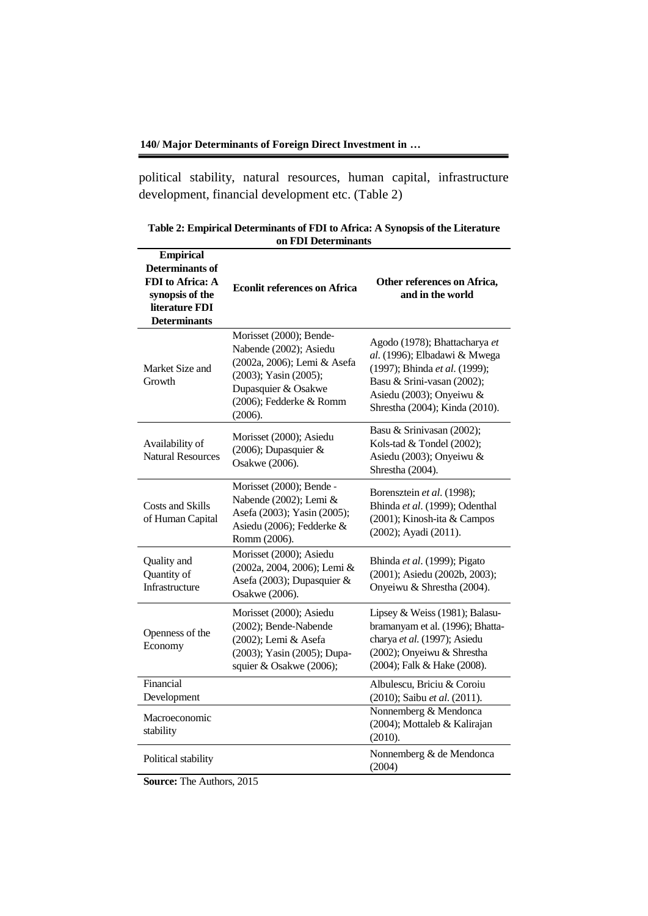political stability, natural resources, human capital, infrastructure development, financial development etc. (Table 2)

**Table 2: Empirical Determinants of FDI to Africa: A Synopsis of the Literature on FDI Determinants**

| **Empirical Determinants of FDI to Africa: A synopsis of the literature FDI Determinants** | **Econlit references on Africa** | **Other references on Africa, and in the world** |
|---|---|---|
| Market Size and Growth | Morisset (2000); Bende-Nabende (2002); Asiedu (2002a, 2006); Lemi & Asefa (2003); Yasin (2005); Dupasquier & Osakwe (2006); Fedderke & Romm (2006). | Agodo (1978); Bhattacharya *et al.* (1996); Elbadawi & Mwega (1997); Bhinda *et al.* (1999); Basu & Srini-vasan (2002); Asiedu (2003); Onyeiwu & Shrestha (2004); Kinda (2010). |
| Availability of Natural Resources | Morisset (2000); Asiedu (2006); Dupasquier & Osakwe (2006). | Basu & Srinivasan (2002); Kols-tad & Tondel (2002); Asiedu (2003); Onyeiwu & Shrestha (2004). |
| Costs and Skills of Human Capital | Morisset (2000); Bende - Nabende (2002); Lemi & Asefa (2003); Yasin (2005); Asiedu (2006); Fedderke & Romm (2006). | Borensztein *et al.* (1998); Bhinda *et al.* (1999); Odenthal (2001); Kinosh-ita & Campos (2002); Ayadi (2011). |
| Quality and Quantity of Infrastructure | Morisset (2000); Asiedu (2002a, 2004, 2006); Lemi & Asefa (2003); Dupasquier & Osakwe (2006). | Bhinda *et al.* (1999); Pigato (2001); Asiedu (2002b, 2003); Onyeiwu & Shrestha (2004). |
| Openness of the Economy | Morisset (2000); Asiedu (2002); Bende-Nabende (2002); Lemi & Asefa (2003); Yasin (2005); Dupa-squier & Osakwe (2006); | Lipsey & Weiss (1981); Balasu-bramanyam et al. (1996); Bhatta-charya *et al.* (1997); Asiedu (2002); Onyeiwu & Shrestha (2004); Falk & Hake (2008). |
| Financial Development | | Albulescu, Briciu & Coroiu (2010); Saibu *et al.* (2011). |
| Macroeconomic stability | | Nonnemberg & Mendonca (2004); Mottaleb & Kalirajan (2010). |
| Political stability | | Nonnemberg & de Mendonca (2004) |

**Source:** The Authors, 2015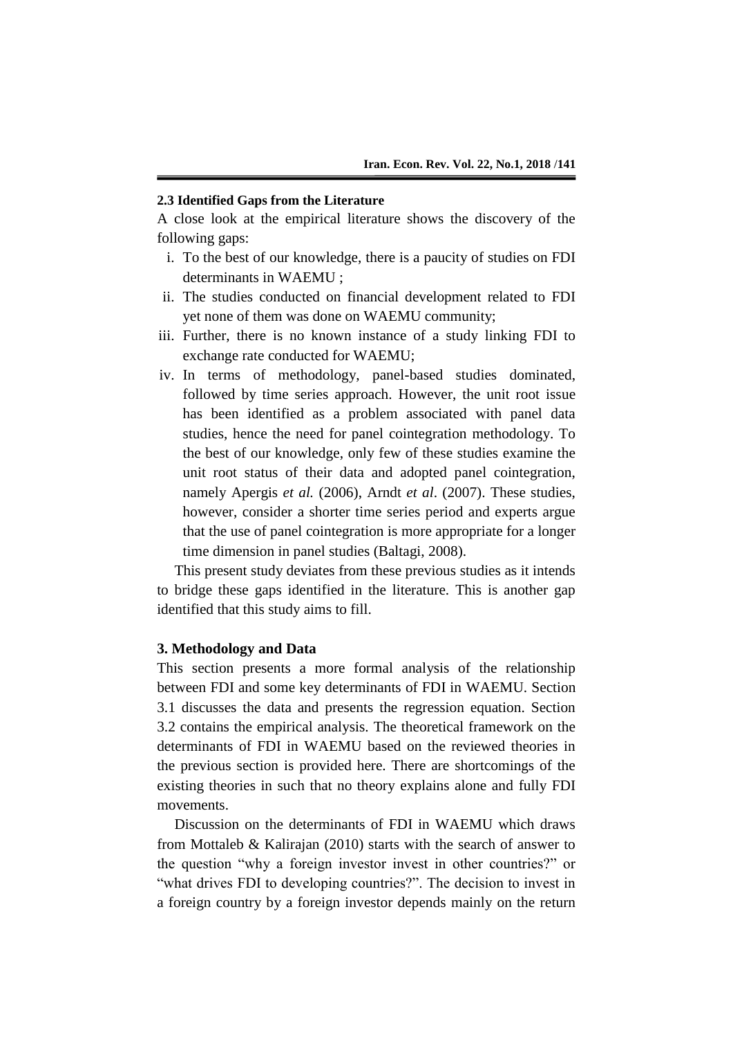### 2.3 Identified Gaps from the Literature

A close look at the empirical literature shows the discovery of the following gaps:

i. To the best of our knowledge, there is a paucity of studies on FDI determinants in WAEMU ;
ii. The studies conducted on financial development related to FDI yet none of them was done on WAEMU community;
iii. Further, there is no known instance of a study linking FDI to exchange rate conducted for WAEMU;
iv. In terms of methodology, panel-based studies dominated, followed by time series approach. However, the unit root issue has been identified as a problem associated with panel data studies, hence the need for panel cointegration methodology. To the best of our knowledge, only few of these studies examine the unit root status of their data and adopted panel cointegration, namely Apergis *et al.* (2006), Arndt *et al*. (2007). These studies, however, consider a shorter time series period and experts argue that the use of panel cointegration is more appropriate for a longer time dimension in panel studies (Baltagi, 2008).

This present study deviates from these previous studies as it intends to bridge these gaps identified in the literature. This is another gap identified that this study aims to fill.

## 3. Methodology and Data

This section presents a more formal analysis of the relationship between FDI and some key determinants of FDI in WAEMU. Section 3.1 discusses the data and presents the regression equation. Section 3.2 contains the empirical analysis. The theoretical framework on the determinants of FDI in WAEMU based on the reviewed theories in the previous section is provided here. There are shortcomings of the existing theories in such that no theory explains alone and fully FDI movements.

Discussion on the determinants of FDI in WAEMU which draws from Mottaleb & Kalirajan (2010) starts with the search of answer to the question "why a foreign investor invest in other countries?" or "what drives FDI to developing countries?". The decision to invest in a foreign country by a foreign investor depends mainly on the return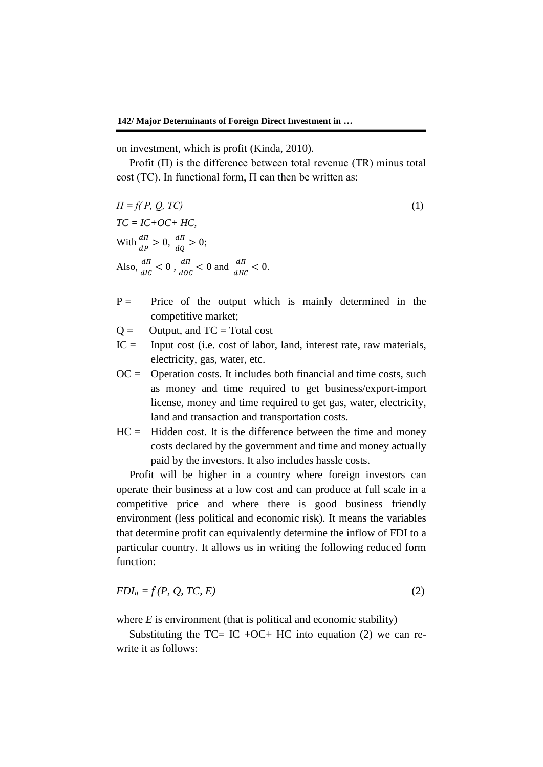on investment, which is profit (Kinda, 2010).

Profit (Π) is the difference between total revenue (TR) minus total cost (TC). In functional form, Π can then be written as:

$$\Pi = f(P, Q, TC) \tag{1}$$

$TC = IC + OC + HC,$

With $\frac{d\Pi}{dP} > 0$, $\frac{d\Pi}{dQ} > 0$;

Also, $\frac{d\Pi}{dIC} < 0$ , $\frac{d\Pi}{dOC} < 0$ and $\frac{d\Pi}{dHC} < 0$.

- P = Price of the output which is mainly determined in the competitive market;
- Q = Output, and TC = Total cost
- IC = Input cost (i.e. cost of labor, land, interest rate, raw materials, electricity, gas, water, etc.
- OC = Operation costs. It includes both financial and time costs, such as money and time required to get business/export-import license, money and time required to get gas, water, electricity, land and transaction and transportation costs.
- HC = Hidden cost. It is the difference between the time and money costs declared by the government and time and money actually paid by the investors. It also includes hassle costs.

Profit will be higher in a country where foreign investors can operate their business at a low cost and can produce at full scale in a competitive price and where there is good business friendly environment (less political and economic risk). It means the variables that determine profit can equivalently determine the inflow of FDI to a particular country. It allows us in writing the following reduced form function:

$$FDI_{it} = f(P, Q, TC, E) \tag{2}$$

where *E* is environment (that is political and economic stability)

Substituting the TC= IC +OC+ HC into equation (2) we can re-write it as follows: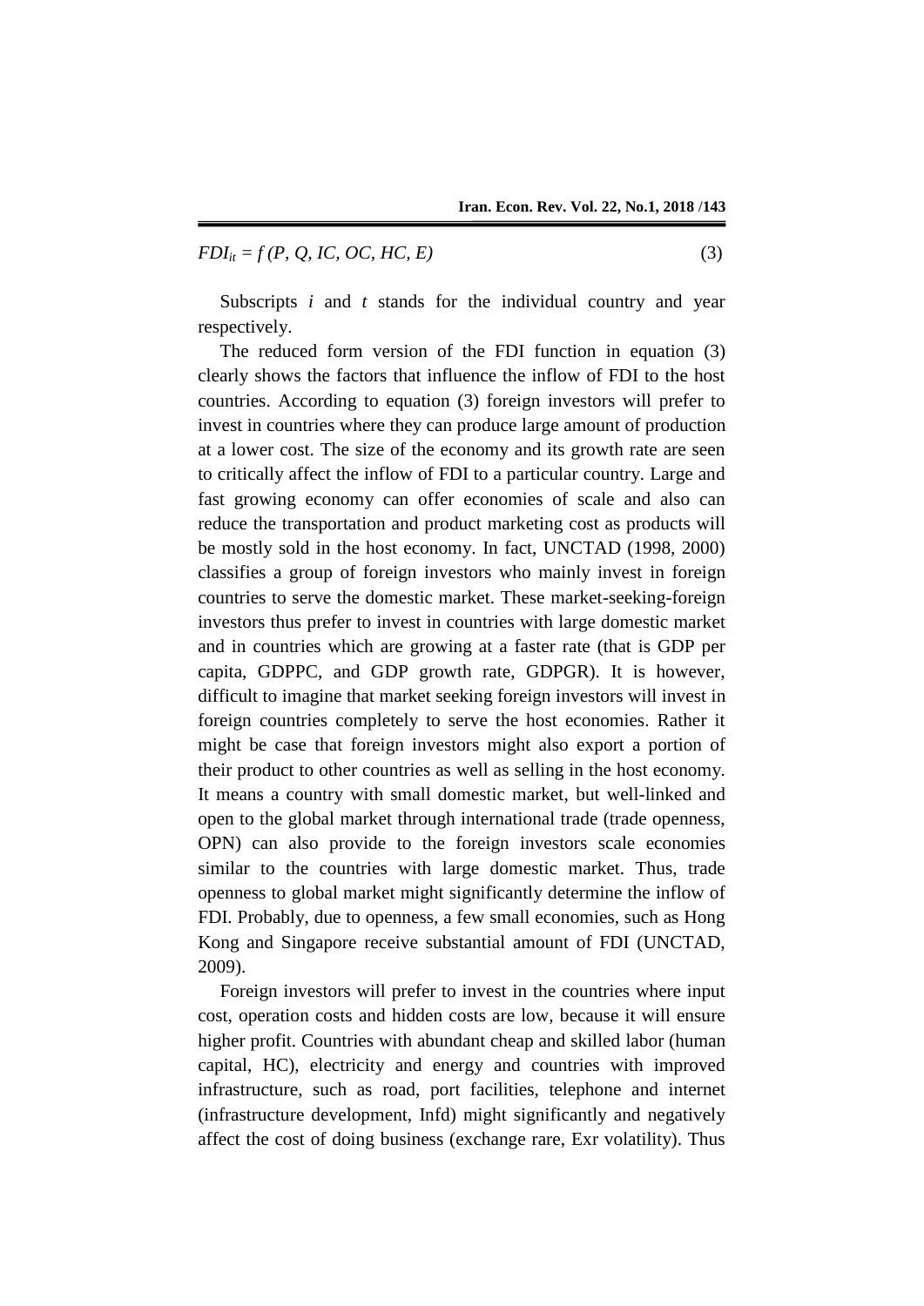$$FDI_{it} = f\,(P, Q, IC, OC, HC, E) \tag{3}$$

Subscripts $i$ and $t$ stands for the individual country and year respectively.

The reduced form version of the FDI function in equation (3) clearly shows the factors that influence the inflow of FDI to the host countries. According to equation (3) foreign investors will prefer to invest in countries where they can produce large amount of production at a lower cost. The size of the economy and its growth rate are seen to critically affect the inflow of FDI to a particular country. Large and fast growing economy can offer economies of scale and also can reduce the transportation and product marketing cost as products will be mostly sold in the host economy. In fact, UNCTAD (1998, 2000) classifies a group of foreign investors who mainly invest in foreign countries to serve the domestic market. These market-seeking-foreign investors thus prefer to invest in countries with large domestic market and in countries which are growing at a faster rate (that is GDP per capita, GDPPC, and GDP growth rate, GDPGR). It is however, difficult to imagine that market seeking foreign investors will invest in foreign countries completely to serve the host economies. Rather it might be case that foreign investors might also export a portion of their product to other countries as well as selling in the host economy. It means a country with small domestic market, but well-linked and open to the global market through international trade (trade openness, OPN) can also provide to the foreign investors scale economies similar to the countries with large domestic market. Thus, trade openness to global market might significantly determine the inflow of FDI. Probably, due to openness, a few small economies, such as Hong Kong and Singapore receive substantial amount of FDI (UNCTAD, 2009).

Foreign investors will prefer to invest in the countries where input cost, operation costs and hidden costs are low, because it will ensure higher profit. Countries with abundant cheap and skilled labor (human capital, HC), electricity and energy and countries with improved infrastructure, such as road, port facilities, telephone and internet (infrastructure development, Infd) might significantly and negatively affect the cost of doing business (exchange rare, Exr volatility). Thus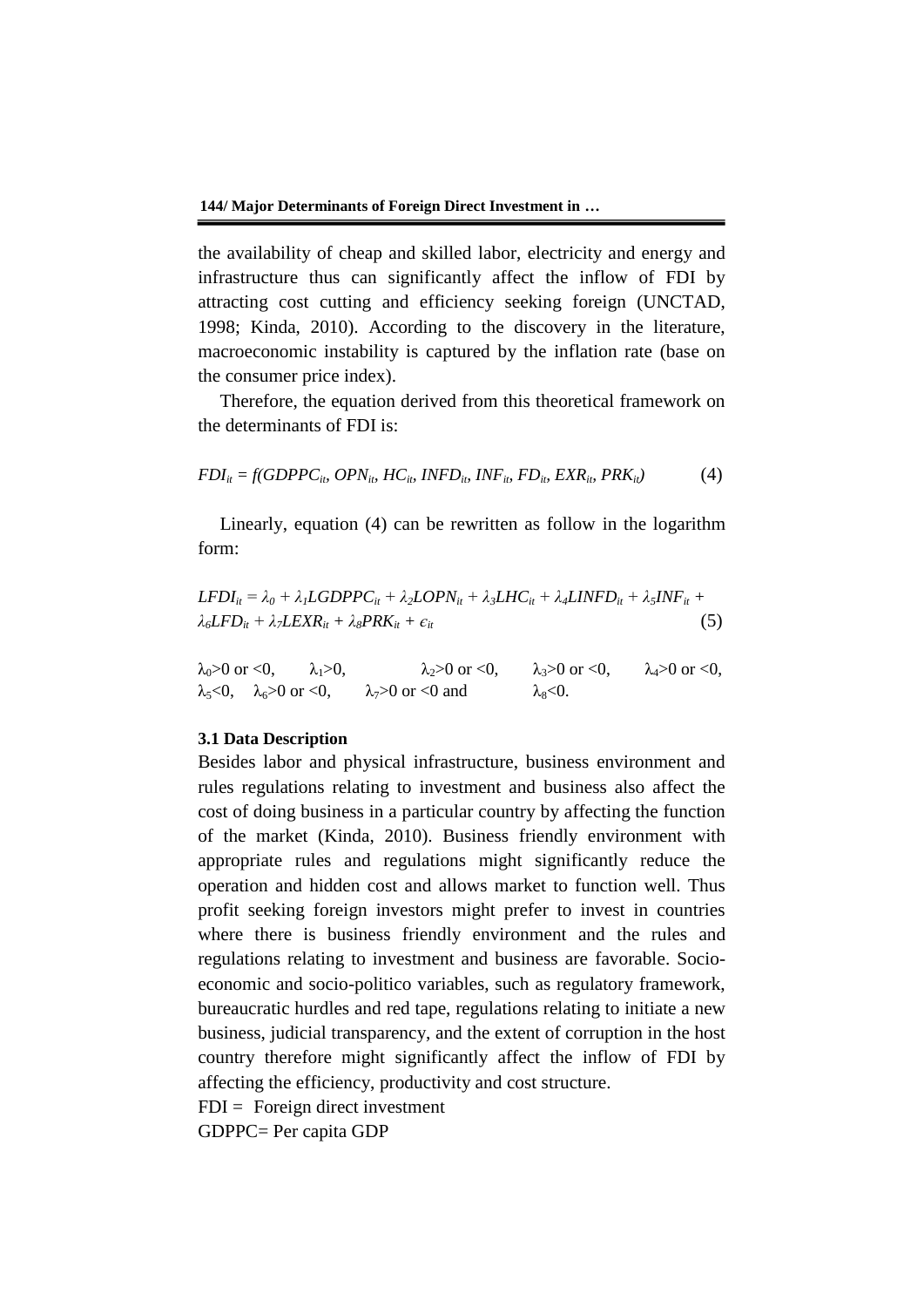the availability of cheap and skilled labor, electricity and energy and infrastructure thus can significantly affect the inflow of FDI by attracting cost cutting and efficiency seeking foreign (UNCTAD, 1998; Kinda, 2010). According to the discovery in the literature, macroeconomic instability is captured by the inflation rate (base on the consumer price index).

Therefore, the equation derived from this theoretical framework on the determinants of FDI is:

$$FDI_{it} = f(GDPPC_{it}, OPN_{it}, HC_{it}, INFD_{it}, INF_{it}, FD_{it}, EXR_{it}, PRK_{it}) \quad (4)$$

Linearly, equation (4) can be rewritten as follow in the logarithm form:

$$LFDI_{it} = \lambda_0 + \lambda_1 LGDPPC_{it} + \lambda_2 LOPN_{it} + \lambda_3 LHC_{it} + \lambda_4 LINFD_{it} + \lambda_5 INF_{it} + \lambda_6 LFD_{it} + \lambda_7 LEXR_{it} + \lambda_8 PRK_{it} + \epsilon_{it} \quad (5)$$

$\lambda_0>0$ or $<0$, $\lambda_1>0$, $\lambda_2>0$ or $<0$, $\lambda_3>0$ or $<0$, $\lambda_4>0$ or $<0$, $\lambda_5<0$, $\lambda_6>0$ or $<0$, $\lambda_7>0$ or $<0$ and $\lambda_8<0$.

### 3.1 Data Description

Besides labor and physical infrastructure, business environment and rules regulations relating to investment and business also affect the cost of doing business in a particular country by affecting the function of the market (Kinda, 2010). Business friendly environment with appropriate rules and regulations might significantly reduce the operation and hidden cost and allows market to function well. Thus profit seeking foreign investors might prefer to invest in countries where there is business friendly environment and the rules and regulations relating to investment and business are favorable. Socio-economic and socio-politico variables, such as regulatory framework, bureaucratic hurdles and red tape, regulations relating to initiate a new business, judicial transparency, and the extent of corruption in the host country therefore might significantly affect the inflow of FDI by affecting the efficiency, productivity and cost structure.

FDI = Foreign direct investment

GDPPC= Per capita GDP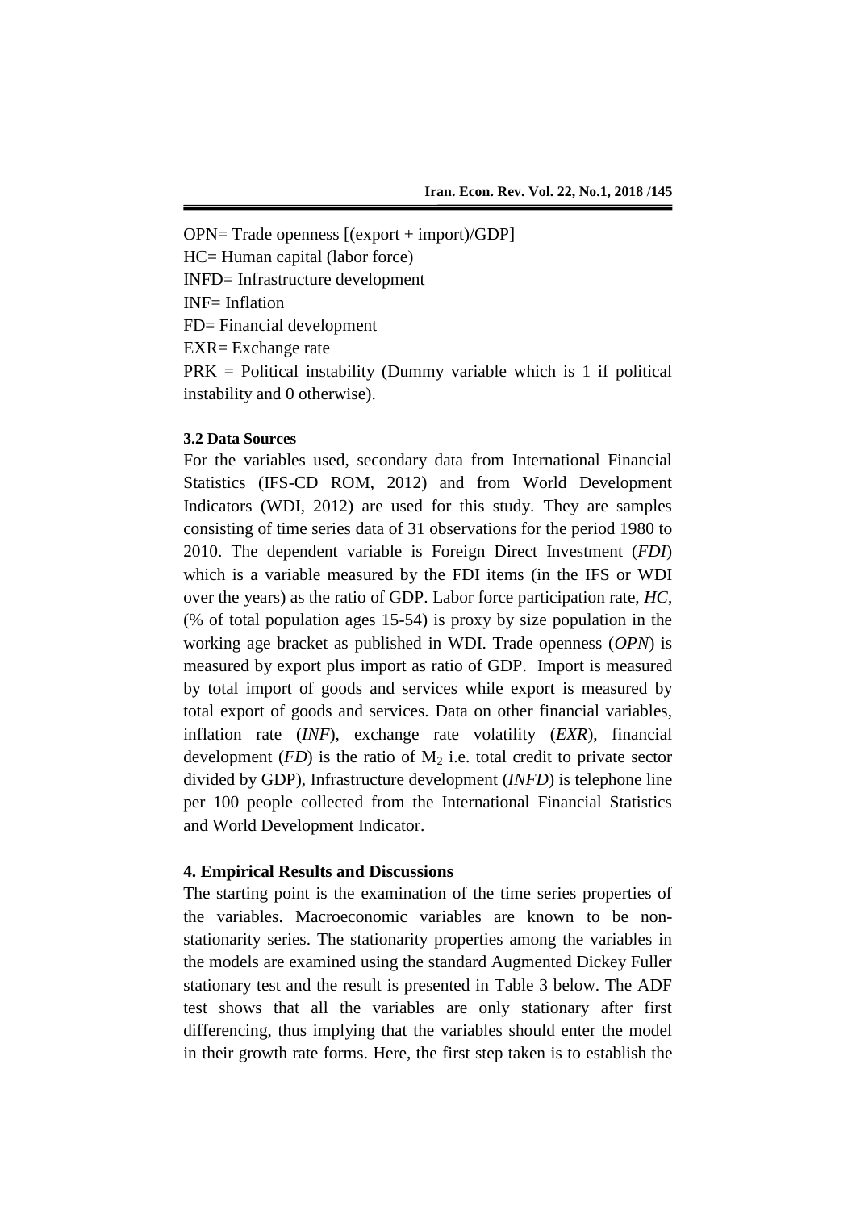OPN= Trade openness [(export + import)/GDP]

HC= Human capital (labor force)

INFD= Infrastructure development

INF= Inflation

FD= Financial development

EXR= Exchange rate

PRK = Political instability (Dummy variable which is 1 if political instability and 0 otherwise).

### 3.2 Data Sources

For the variables used, secondary data from International Financial Statistics (IFS-CD ROM, 2012) and from World Development Indicators (WDI, 2012) are used for this study. They are samples consisting of time series data of 31 observations for the period 1980 to 2010. The dependent variable is Foreign Direct Investment (*FDI*) which is a variable measured by the FDI items (in the IFS or WDI over the years) as the ratio of GDP. Labor force participation rate, *HC*, (% of total population ages 15-54) is proxy by size population in the working age bracket as published in WDI. Trade openness (*OPN*) is measured by export plus import as ratio of GDP. Import is measured by total import of goods and services while export is measured by total export of goods and services. Data on other financial variables, inflation rate (*INF*), exchange rate volatility (*EXR*), financial development (*FD*) is the ratio of $M_2$ i.e. total credit to private sector divided by GDP), Infrastructure development (*INFD*) is telephone line per 100 people collected from the International Financial Statistics and World Development Indicator.

## 4. Empirical Results and Discussions

The starting point is the examination of the time series properties of the variables. Macroeconomic variables are known to be non-stationarity series. The stationarity properties among the variables in the models are examined using the standard Augmented Dickey Fuller stationary test and the result is presented in Table 3 below. The ADF test shows that all the variables are only stationary after first differencing, thus implying that the variables should enter the model in their growth rate forms. Here, the first step taken is to establish the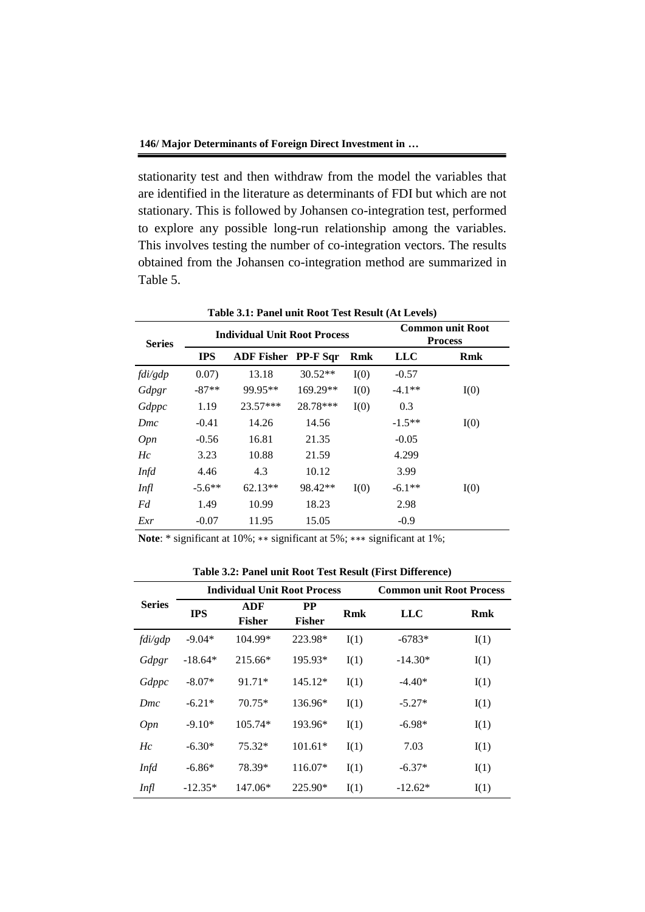stationarity test and then withdraw from the model the variables that are identified in the literature as determinants of FDI but which are not stationary. This is followed by Johansen co-integration test, performed to explore any possible long-run relationship among the variables. This involves testing the number of co-integration vectors. The results obtained from the Johansen co-integration method are summarized in Table 5.

**Table 3.1: Panel unit Root Test Result (At Levels)**

| Series | Individual Unit Root Process | | | | Common unit Root Process | |
|---|---|---|---|---|---|---|
| | IPS | ADF Fisher | PP-F Sqr | Rmk | LLC | Rmk |
| *fdi/gdp* | 0.07) | 13.18 | 30.52** | I(0) | -0.57 | |
| *Gdpgr* | -87** | 99.95** | 169.29** | I(0) | -4.1** | I(0) |
| *Gdppc* | 1.19 | 23.57*** | 28.78*** | I(0) | 0.3 | |
| *Dmc* | -0.41 | 14.26 | 14.56 | | -1.5** | I(0) |
| *Opn* | -0.56 | 16.81 | 21.35 | | -0.05 | |
| *Hc* | 3.23 | 10.88 | 21.59 | | 4.299 | |
| *Infd* | 4.46 | 4.3 | 10.12 | | 3.99 | |
| *Infl* | -5.6** | 62.13** | 98.42** | I(0) | -6.1** | I(0) |
| *Fd* | 1.49 | 10.99 | 18.23 | | 2.98 | |
| *Exr* | -0.07 | 11.95 | 15.05 | | -0.9 | |

**Note**: * significant at 10%; ** significant at 5%; *** significant at 1%;

**Table 3.2: Panel unit Root Test Result (First Difference)**

| Series | Individual Unit Root Process | | | | Common unit Root Process | |
|---|---|---|---|---|---|---|
| | IPS | ADF Fisher | PP Fisher | Rmk | LLC | Rmk |
| *fdi/gdp* | -9.04* | 104.99* | 223.98* | I(1) | -6783* | I(1) |
| *Gdpgr* | -18.64* | 215.66* | 195.93* | I(1) | -14.30* | I(1) |
| *Gdppc* | -8.07* | 91.71* | 145.12* | I(1) | -4.40* | I(1) |
| *Dmc* | -6.21* | 70.75* | 136.96* | I(1) | -5.27* | I(1) |
| *Opn* | -9.10* | 105.74* | 193.96* | I(1) | -6.98* | I(1) |
| *Hc* | -6.30* | 75.32* | 101.61* | I(1) | 7.03 | I(1) |
| *Infd* | -6.86* | 78.39* | 116.07* | I(1) | -6.37* | I(1) |
| *Infl* | -12.35* | 147.06* | 225.90* | I(1) | -12.62* | I(1) |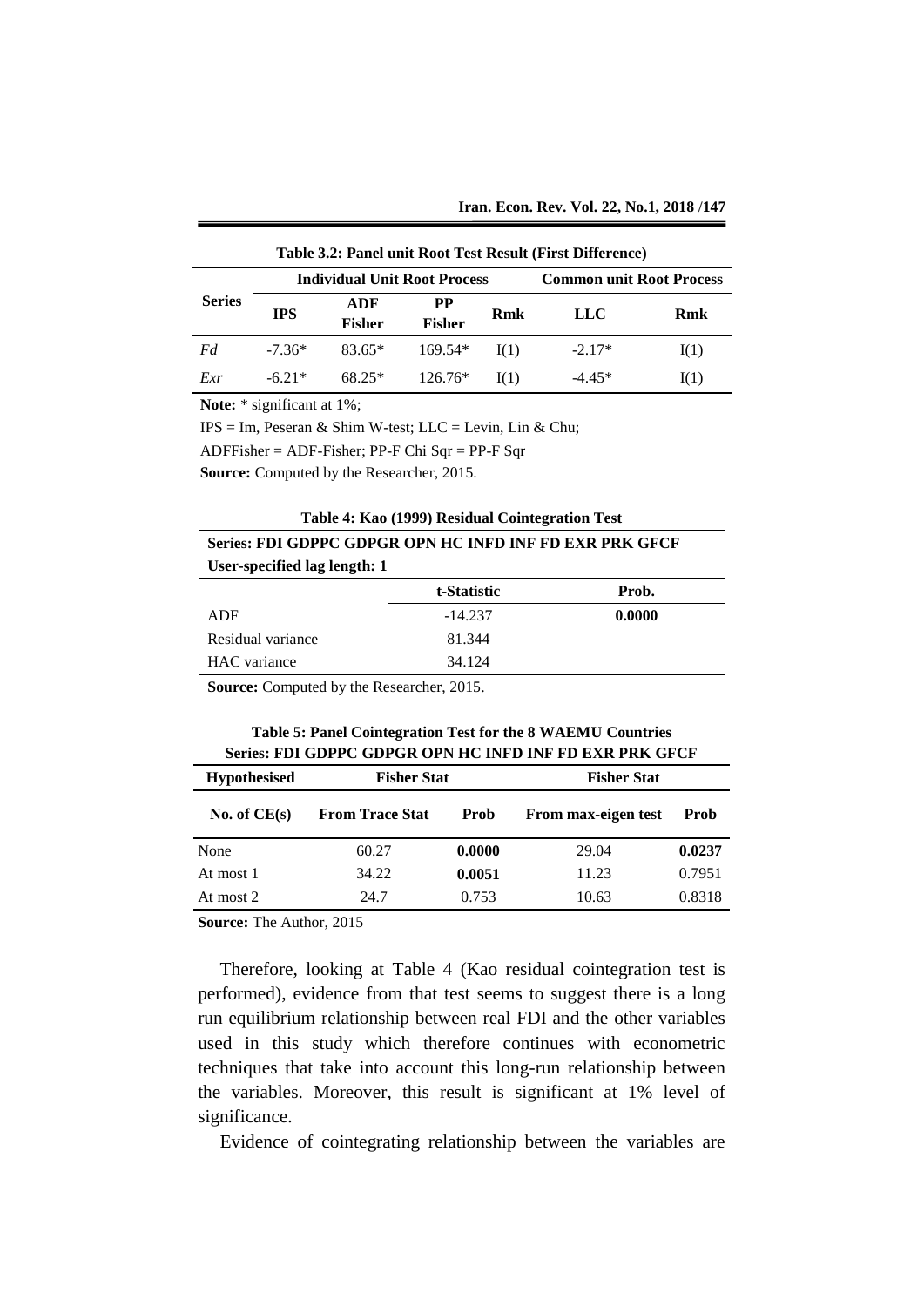**Table 3.2: Panel unit Root Test Result (First Difference)**

| Series | Individual Unit Root Process | | | | Common unit Root Process | |
|---|---|---|---|---|---|---|
| | IPS | ADF Fisher | PP Fisher | Rmk | LLC | Rmk |
| *Fd* | -7.36* | 83.65* | 169.54* | I(1) | -2.17* | I(1) |
| *Exr* | -6.21* | 68.25* | 126.76* | I(1) | -4.45* | I(1) |

**Note:** * significant at 1%;

IPS = Im, Peseran & Shim W-test; LLC = Levin, Lin & Chu;

ADFFisher = ADF-Fisher; PP-F Chi Sqr = PP-F Sqr

**Source:** Computed by the Researcher, 2015.

**Table 4: Kao (1999) Residual Cointegration Test**

**Series: FDI GDPPC GDPGR OPN HC INFD INF FD EXR PRK GFCF**

**User-specified lag length: 1**

| | t-Statistic | Prob. |
|---|---|---|
| ADF | -14.237 | **0.0000** |
| Residual variance | 81.344 | |
| HAC variance | 34.124 | |

**Source:** Computed by the Researcher, 2015.

**Table 5: Panel Cointegration Test for the 8 WAEMU Countries**
**Series: FDI GDPPC GDPGR OPN HC INFD INF FD EXR PRK GFCF**

| Hypothesised | Fisher Stat | | Fisher Stat | |
|---|---|---|---|---|
| No. of CE(s) | From Trace Stat | Prob | From max-eigen test | Prob |
| None | 60.27 | **0.0000** | 29.04 | **0.0237** |
| At most 1 | 34.22 | **0.0051** | 11.23 | 0.7951 |
| At most 2 | 24.7 | 0.753 | 10.63 | 0.8318 |

**Source:** The Author, 2015

Therefore, looking at Table 4 (Kao residual cointegration test is performed), evidence from that test seems to suggest there is a long run equilibrium relationship between real FDI and the other variables used in this study which therefore continues with econometric techniques that take into account this long-run relationship between the variables. Moreover, this result is significant at 1% level of significance.

Evidence of cointegrating relationship between the variables are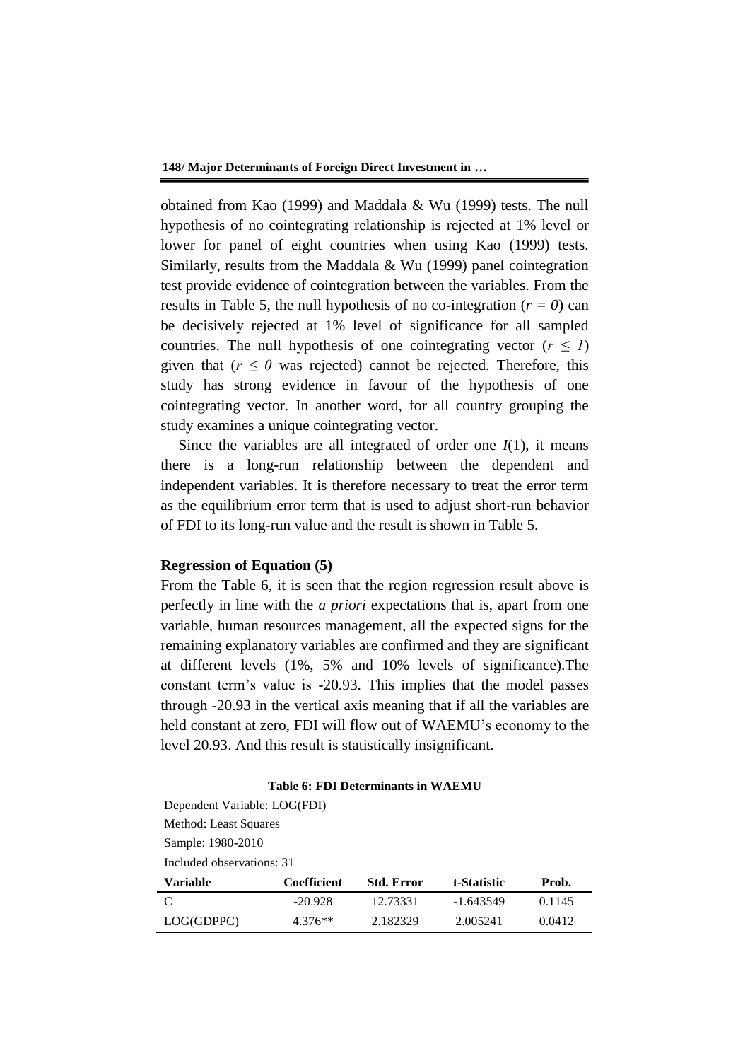obtained from Kao (1999) and Maddala & Wu (1999) tests. The null hypothesis of no cointegrating relationship is rejected at 1% level or lower for panel of eight countries when using Kao (1999) tests. Similarly, results from the Maddala & Wu (1999) panel cointegration test provide evidence of cointegration between the variables. From the results in Table 5, the null hypothesis of no co-integration ($r = 0$) can be decisively rejected at 1% level of significance for all sampled countries. The null hypothesis of one cointegrating vector ($r \leq 1$) given that ($r \leq 0$ was rejected) cannot be rejected. Therefore, this study has strong evidence in favour of the hypothesis of one cointegrating vector. In another word, for all country grouping the study examines a unique cointegrating vector.

Since the variables are all integrated of order one $I(1)$, it means there is a long-run relationship between the dependent and independent variables. It is therefore necessary to treat the error term as the equilibrium error term that is used to adjust short-run behavior of FDI to its long-run value and the result is shown in Table 5.

**Regression of Equation (5)**

From the Table 6, it is seen that the region regression result above is perfectly in line with the *a priori* expectations that is, apart from one variable, human resources management, all the expected signs for the remaining explanatory variables are confirmed and they are significant at different levels (1%, 5% and 10% levels of significance).The constant term's value is -20.93. This implies that the model passes through -20.93 in the vertical axis meaning that if all the variables are held constant at zero, FDI will flow out of WAEMU's economy to the level 20.93. And this result is statistically insignificant.

**Table 6: FDI Determinants in WAEMU**

Dependent Variable: LOG(FDI)
Method: Least Squares
Sample: 1980-2010
Included observations: 31

| Variable | Coefficient | Std. Error | t-Statistic | Prob. |
|---|---|---|---|---|
| C | -20.928 | 12.73331 | -1.643549 | 0.1145 |
| LOG(GDPPC) | 4.376** | 2.182329 | 2.005241 | 0.0412 |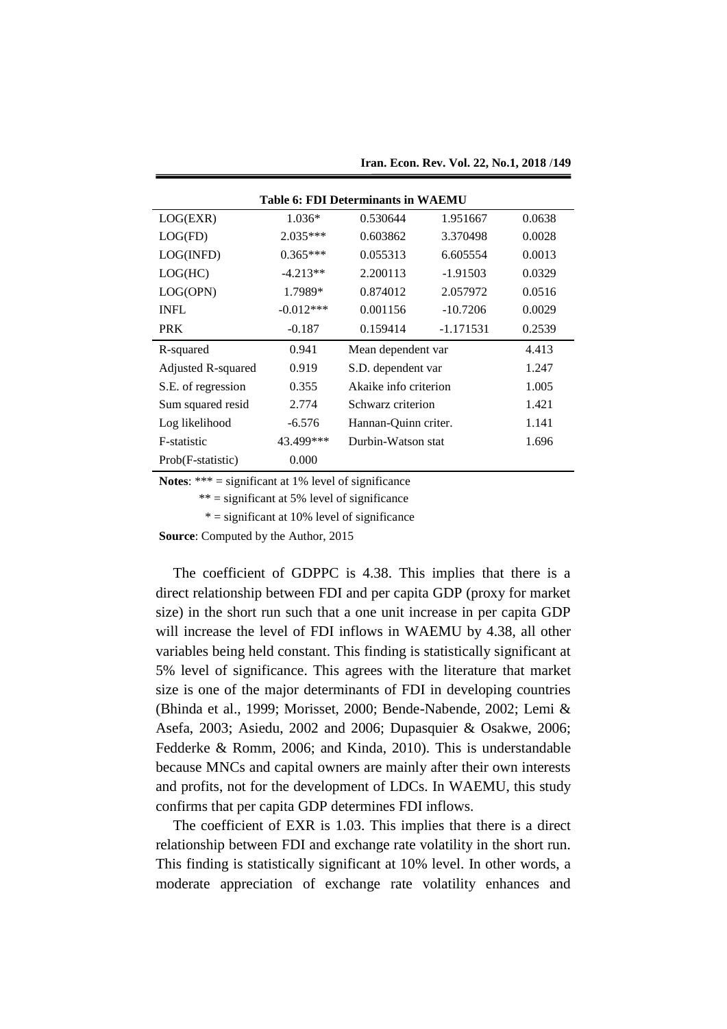**Table 6: FDI Determinants in WAEMU**

| | | | | |
|---|---|---|---|---|
| LOG(EXR) | 1.036* | 0.530644 | 1.951667 | 0.0638 |
| LOG(FD) | 2.035*** | 0.603862 | 3.370498 | 0.0028 |
| LOG(INFD) | 0.365*** | 0.055313 | 6.605554 | 0.0013 |
| LOG(HC) | -4.213** | 2.200113 | -1.91503 | 0.0329 |
| LOG(OPN) | 1.7989* | 0.874012 | 2.057972 | 0.0516 |
| INFL | -0.012*** | 0.001156 | -10.7206 | 0.0029 |
| PRK | -0.187 | 0.159414 | -1.171531 | 0.2539 |
| R-squared | 0.941 | Mean dependent var | | 4.413 |
| Adjusted R-squared | 0.919 | S.D. dependent var | | 1.247 |
| S.E. of regression | 0.355 | Akaike info criterion | | 1.005 |
| Sum squared resid | 2.774 | Schwarz criterion | | 1.421 |
| Log likelihood | -6.576 | Hannan-Quinn criter. | | 1.141 |
| F-statistic | 43.499*** | Durbin-Watson stat | | 1.696 |
| Prob(F-statistic) | 0.000 | | | |

**Notes**: *** = significant at 1% level of significance

** = significant at 5% level of significance

* = significant at 10% level of significance

**Source**: Computed by the Author, 2015

The coefficient of GDPPC is 4.38. This implies that there is a direct relationship between FDI and per capita GDP (proxy for market size) in the short run such that a one unit increase in per capita GDP will increase the level of FDI inflows in WAEMU by 4.38, all other variables being held constant. This finding is statistically significant at 5% level of significance. This agrees with the literature that market size is one of the major determinants of FDI in developing countries (Bhinda et al., 1999; Morisset, 2000; Bende-Nabende, 2002; Lemi & Asefa, 2003; Asiedu, 2002 and 2006; Dupasquier & Osakwe, 2006; Fedderke & Romm, 2006; and Kinda, 2010). This is understandable because MNCs and capital owners are mainly after their own interests and profits, not for the development of LDCs. In WAEMU, this study confirms that per capita GDP determines FDI inflows.

The coefficient of EXR is 1.03. This implies that there is a direct relationship between FDI and exchange rate volatility in the short run. This finding is statistically significant at 10% level. In other words, a moderate appreciation of exchange rate volatility enhances and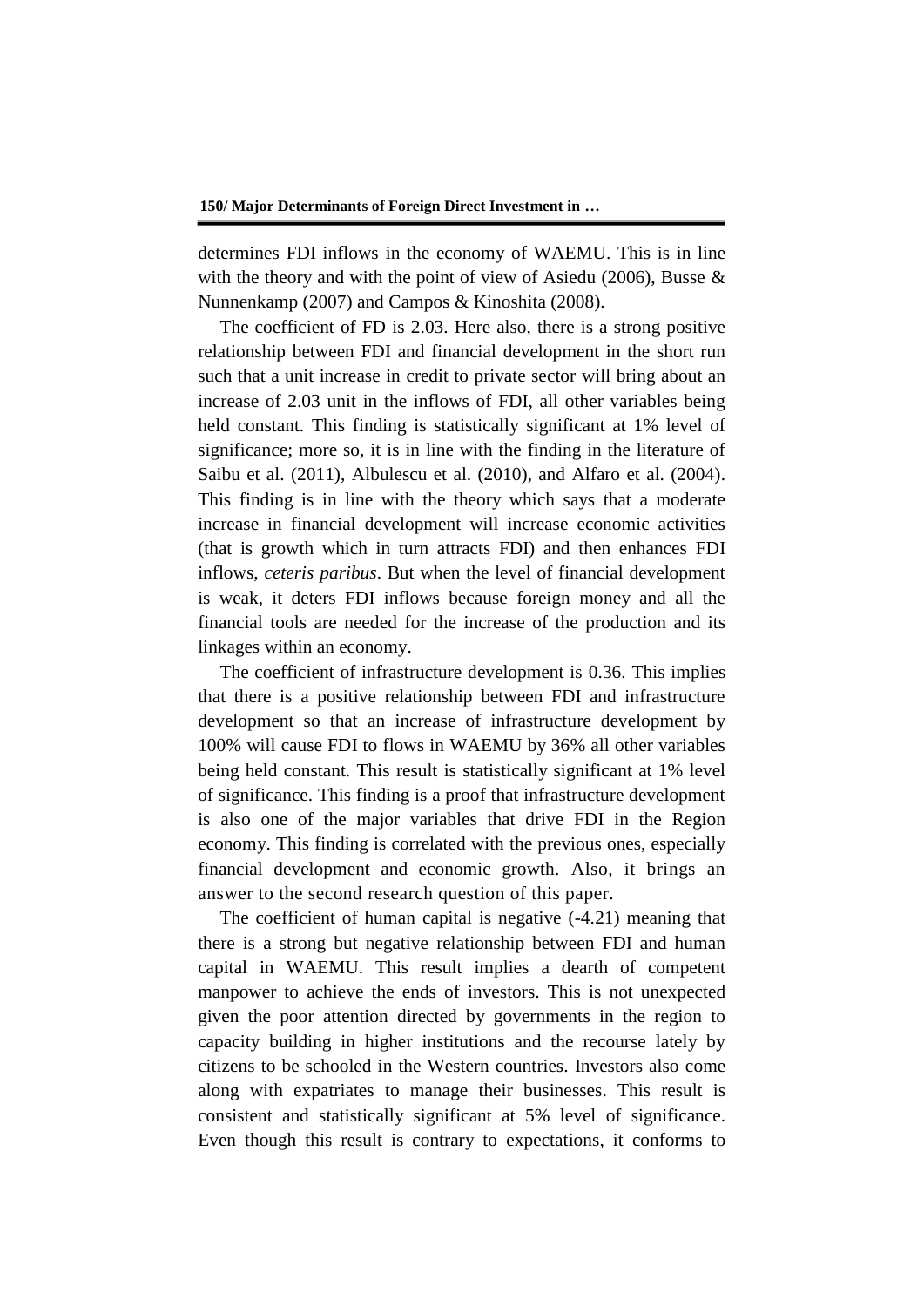determines FDI inflows in the economy of WAEMU. This is in line with the theory and with the point of view of Asiedu (2006), Busse & Nunnenkamp (2007) and Campos & Kinoshita (2008).

The coefficient of FD is 2.03. Here also, there is a strong positive relationship between FDI and financial development in the short run such that a unit increase in credit to private sector will bring about an increase of 2.03 unit in the inflows of FDI, all other variables being held constant. This finding is statistically significant at 1% level of significance; more so, it is in line with the finding in the literature of Saibu et al. (2011), Albulescu et al. (2010), and Alfaro et al. (2004). This finding is in line with the theory which says that a moderate increase in financial development will increase economic activities (that is growth which in turn attracts FDI) and then enhances FDI inflows, *ceteris paribus*. But when the level of financial development is weak, it deters FDI inflows because foreign money and all the financial tools are needed for the increase of the production and its linkages within an economy.

The coefficient of infrastructure development is 0.36. This implies that there is a positive relationship between FDI and infrastructure development so that an increase of infrastructure development by 100% will cause FDI to flows in WAEMU by 36% all other variables being held constant. This result is statistically significant at 1% level of significance. This finding is a proof that infrastructure development is also one of the major variables that drive FDI in the Region economy. This finding is correlated with the previous ones, especially financial development and economic growth. Also, it brings an answer to the second research question of this paper.

The coefficient of human capital is negative (-4.21) meaning that there is a strong but negative relationship between FDI and human capital in WAEMU. This result implies a dearth of competent manpower to achieve the ends of investors. This is not unexpected given the poor attention directed by governments in the region to capacity building in higher institutions and the recourse lately by citizens to be schooled in the Western countries. Investors also come along with expatriates to manage their businesses. This result is consistent and statistically significant at 5% level of significance. Even though this result is contrary to expectations, it conforms to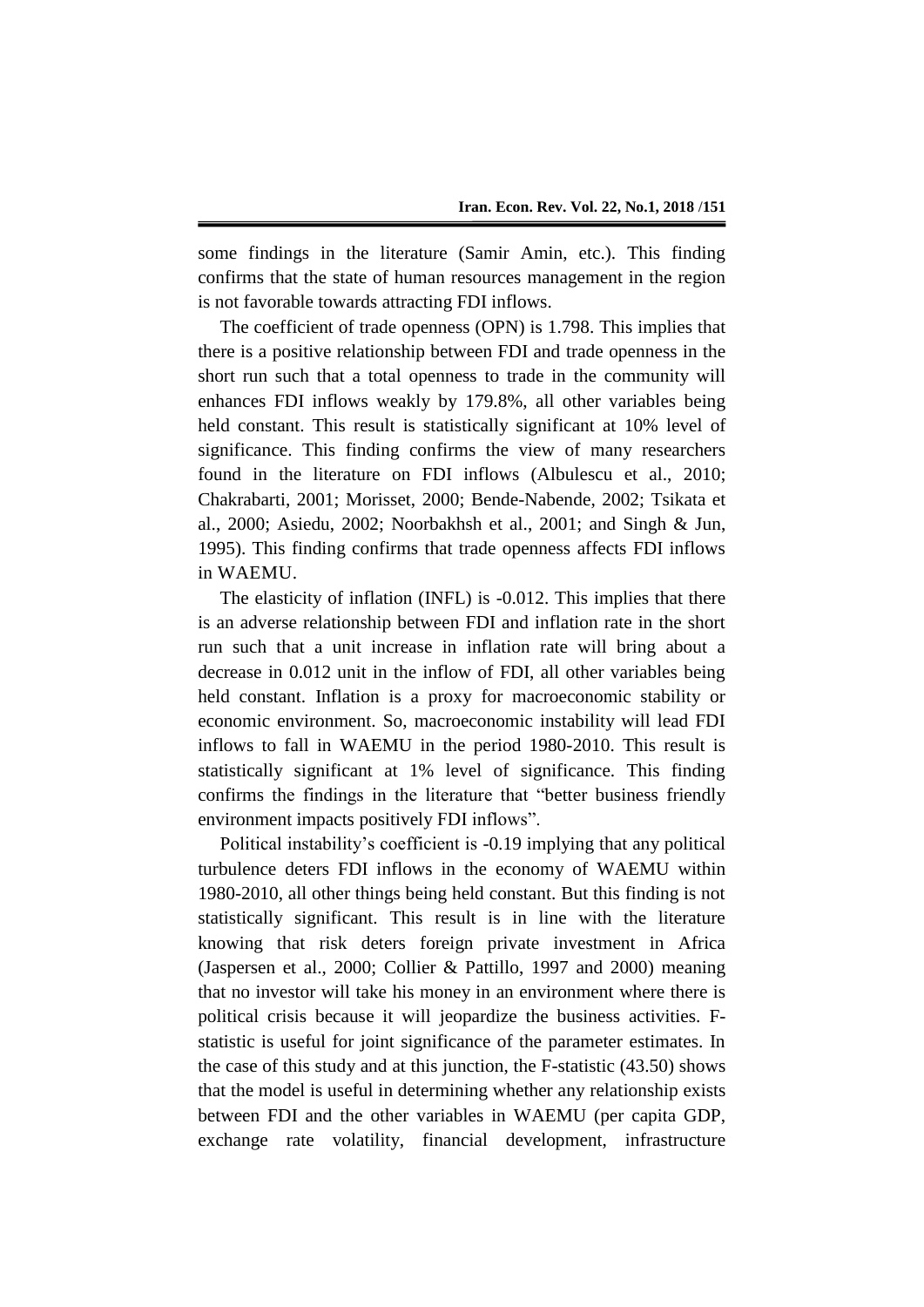some findings in the literature (Samir Amin, etc.). This finding confirms that the state of human resources management in the region is not favorable towards attracting FDI inflows.

The coefficient of trade openness (OPN) is 1.798. This implies that there is a positive relationship between FDI and trade openness in the short run such that a total openness to trade in the community will enhances FDI inflows weakly by 179.8%, all other variables being held constant. This result is statistically significant at 10% level of significance. This finding confirms the view of many researchers found in the literature on FDI inflows (Albulescu et al., 2010; Chakrabarti, 2001; Morisset, 2000; Bende-Nabende, 2002; Tsikata et al., 2000; Asiedu, 2002; Noorbakhsh et al., 2001; and Singh & Jun, 1995). This finding confirms that trade openness affects FDI inflows in WAEMU.

The elasticity of inflation (INFL) is -0.012. This implies that there is an adverse relationship between FDI and inflation rate in the short run such that a unit increase in inflation rate will bring about a decrease in 0.012 unit in the inflow of FDI, all other variables being held constant. Inflation is a proxy for macroeconomic stability or economic environment. So, macroeconomic instability will lead FDI inflows to fall in WAEMU in the period 1980-2010. This result is statistically significant at 1% level of significance. This finding confirms the findings in the literature that "better business friendly environment impacts positively FDI inflows".

Political instability's coefficient is -0.19 implying that any political turbulence deters FDI inflows in the economy of WAEMU within 1980-2010, all other things being held constant. But this finding is not statistically significant. This result is in line with the literature knowing that risk deters foreign private investment in Africa (Jaspersen et al., 2000; Collier & Pattillo, 1997 and 2000) meaning that no investor will take his money in an environment where there is political crisis because it will jeopardize the business activities. F-statistic is useful for joint significance of the parameter estimates. In the case of this study and at this junction, the F-statistic (43.50) shows that the model is useful in determining whether any relationship exists between FDI and the other variables in WAEMU (per capita GDP, exchange rate volatility, financial development, infrastructure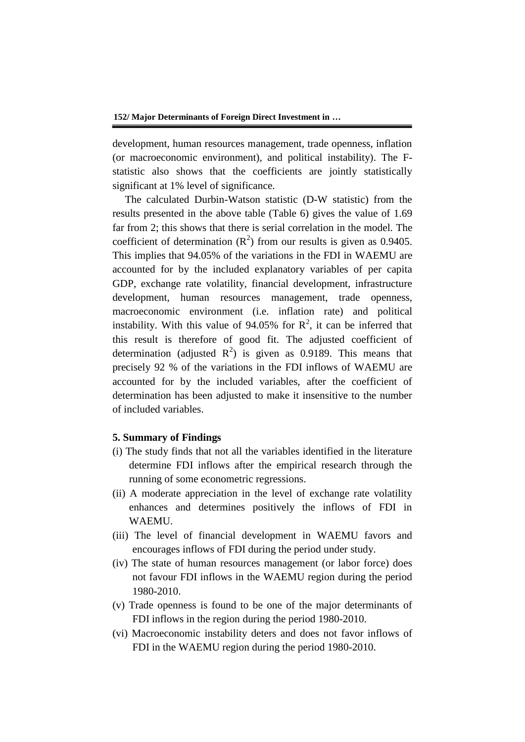development, human resources management, trade openness, inflation (or macroeconomic environment), and political instability). The F-statistic also shows that the coefficients are jointly statistically significant at 1% level of significance.

The calculated Durbin-Watson statistic (D-W statistic) from the results presented in the above table (Table 6) gives the value of 1.69 far from 2; this shows that there is serial correlation in the model. The coefficient of determination ($R^2$) from our results is given as 0.9405. This implies that 94.05% of the variations in the FDI in WAEMU are accounted for by the included explanatory variables of per capita GDP, exchange rate volatility, financial development, infrastructure development, human resources management, trade openness, macroeconomic environment (i.e. inflation rate) and political instability. With this value of 94.05% for $R^2$, it can be inferred that this result is therefore of good fit. The adjusted coefficient of determination (adjusted $R^2$) is given as 0.9189. This means that precisely 92 % of the variations in the FDI inflows of WAEMU are accounted for by the included variables, after the coefficient of determination has been adjusted to make it insensitive to the number of included variables.

## 5. Summary of Findings

(i) The study finds that not all the variables identified in the literature determine FDI inflows after the empirical research through the running of some econometric regressions.

(ii) A moderate appreciation in the level of exchange rate volatility enhances and determines positively the inflows of FDI in WAEMU.

(iii) The level of financial development in WAEMU favors and encourages inflows of FDI during the period under study.

(iv) The state of human resources management (or labor force) does not favour FDI inflows in the WAEMU region during the period 1980-2010.

(v) Trade openness is found to be one of the major determinants of FDI inflows in the region during the period 1980-2010.

(vi) Macroeconomic instability deters and does not favor inflows of FDI in the WAEMU region during the period 1980-2010.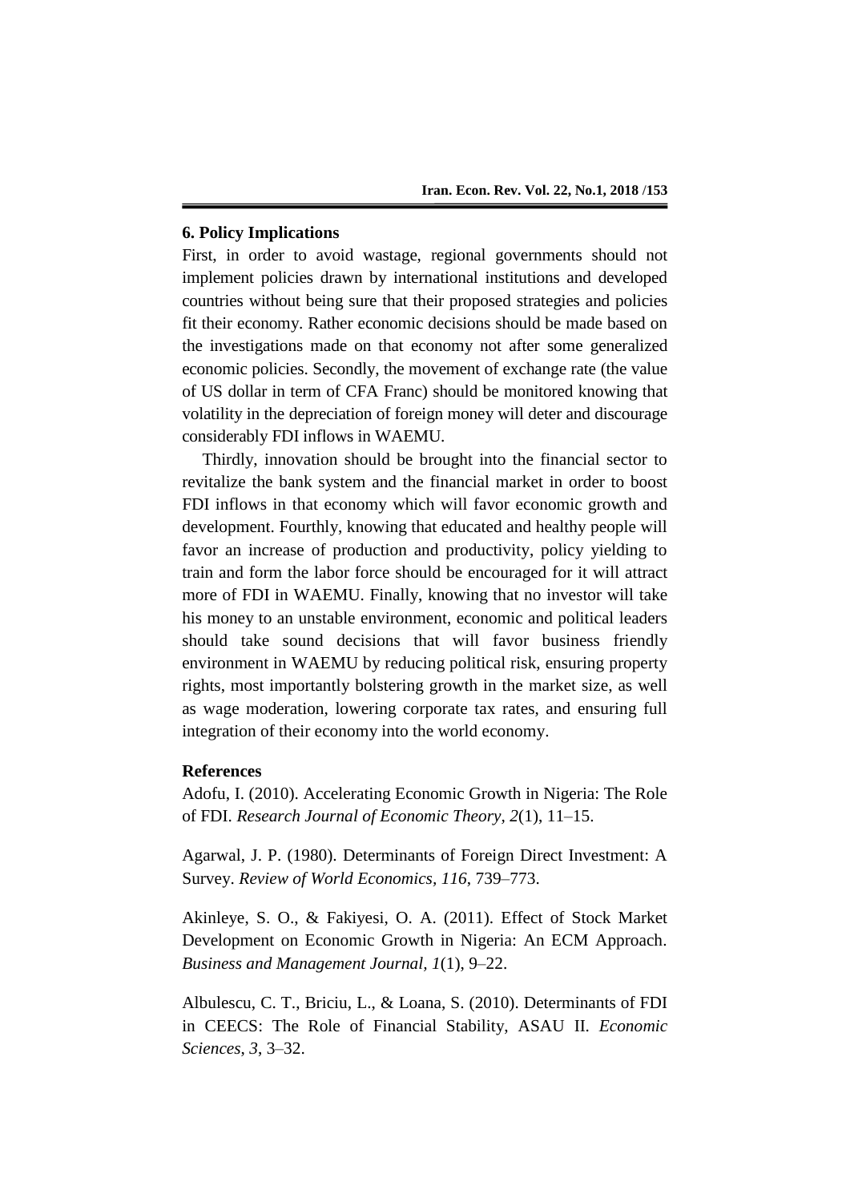## 6. Policy Implications

First, in order to avoid wastage, regional governments should not implement policies drawn by international institutions and developed countries without being sure that their proposed strategies and policies fit their economy. Rather economic decisions should be made based on the investigations made on that economy not after some generalized economic policies. Secondly, the movement of exchange rate (the value of US dollar in term of CFA Franc) should be monitored knowing that volatility in the depreciation of foreign money will deter and discourage considerably FDI inflows in WAEMU.

Thirdly, innovation should be brought into the financial sector to revitalize the bank system and the financial market in order to boost FDI inflows in that economy which will favor economic growth and development. Fourthly, knowing that educated and healthy people will favor an increase of production and productivity, policy yielding to train and form the labor force should be encouraged for it will attract more of FDI in WAEMU. Finally, knowing that no investor will take his money to an unstable environment, economic and political leaders should take sound decisions that will favor business friendly environment in WAEMU by reducing political risk, ensuring property rights, most importantly bolstering growth in the market size, as well as wage moderation, lowering corporate tax rates, and ensuring full integration of their economy into the world economy.

## References

Adofu, I. (2010). Accelerating Economic Growth in Nigeria: The Role of FDI. *Research Journal of Economic Theory, 2*(1), 11–15.

Agarwal, J. P. (1980). Determinants of Foreign Direct Investment: A Survey. *Review of World Economics, 116*, 739–773.

Akinleye, S. O., & Fakiyesi, O. A. (2011). Effect of Stock Market Development on Economic Growth in Nigeria: An ECM Approach. *Business and Management Journal, 1*(1), 9–22.

Albulescu, C. T., Briciu, L., & Loana, S. (2010). Determinants of FDI in CEECS: The Role of Financial Stability, ASAU II. *Economic Sciences*, *3*, 3–32.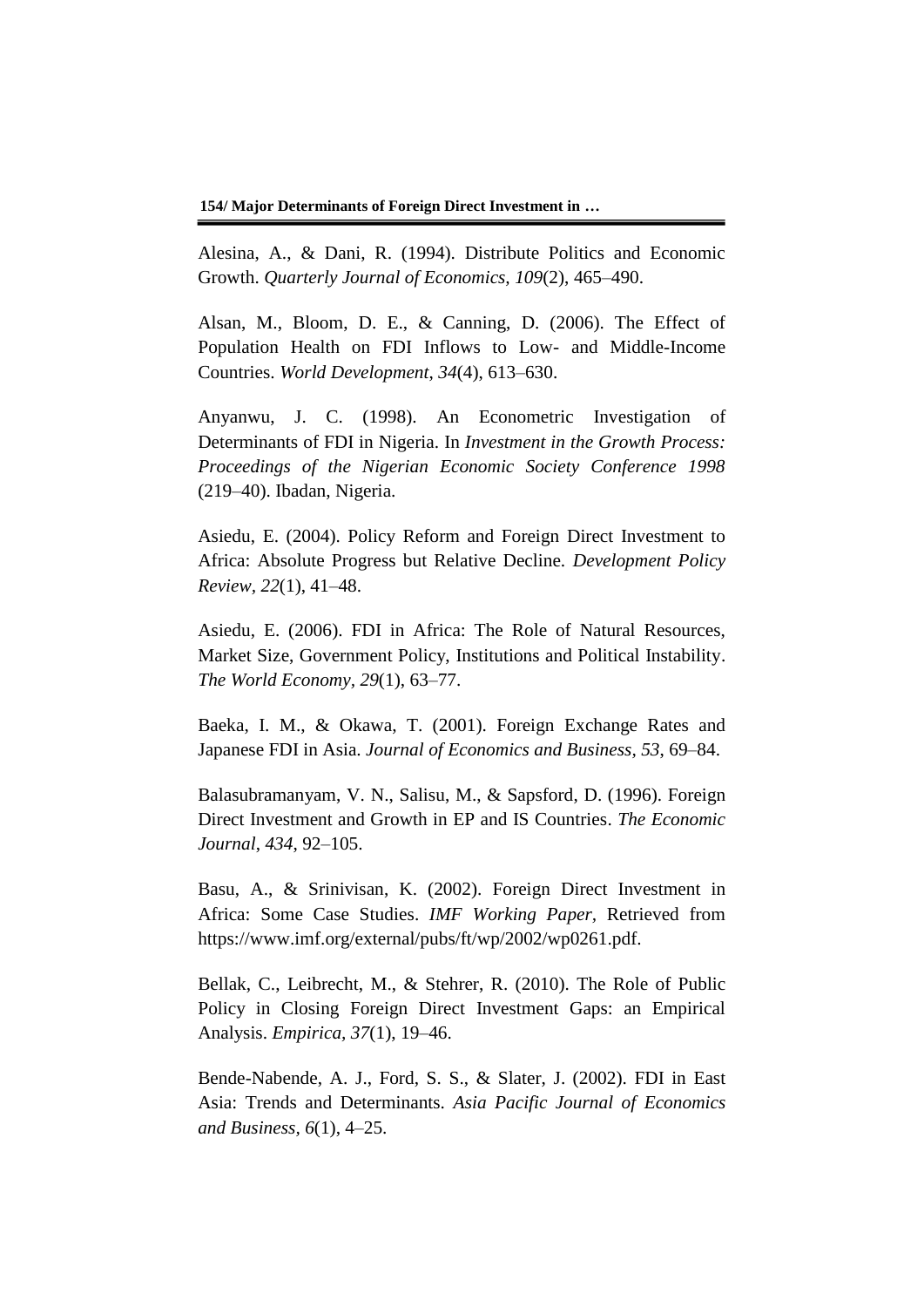Alesina, A., & Dani, R. (1994). Distribute Politics and Economic Growth. *Quarterly Journal of Economics, 109*(2), 465–490.

Alsan, M., Bloom, D. E., & Canning, D. (2006). The Effect of Population Health on FDI Inflows to Low- and Middle-Income Countries. *World Development, 34*(4), 613–630.

Anyanwu, J. C. (1998). An Econometric Investigation of Determinants of FDI in Nigeria. In *Investment in the Growth Process: Proceedings of the Nigerian Economic Society Conference 1998* (219–40). Ibadan, Nigeria.

Asiedu, E. (2004). Policy Reform and Foreign Direct Investment to Africa: Absolute Progress but Relative Decline. *Development Policy Review, 22*(1), 41–48.

Asiedu, E. (2006). FDI in Africa: The Role of Natural Resources, Market Size, Government Policy, Institutions and Political Instability. *The World Economy, 29*(1), 63–77.

Baeka, I. M., & Okawa, T. (2001). Foreign Exchange Rates and Japanese FDI in Asia. *Journal of Economics and Business, 53*, 69–84.

Balasubramanyam, V. N., Salisu, M., & Sapsford, D. (1996). Foreign Direct Investment and Growth in EP and IS Countries. *The Economic Journal, 434*, 92–105.

Basu, A., & Srinivisan, K. (2002). Foreign Direct Investment in Africa: Some Case Studies. *IMF Working Paper*, Retrieved from https://www.imf.org/external/pubs/ft/wp/2002/wp0261.pdf.

Bellak, C., Leibrecht, M., & Stehrer, R. (2010). The Role of Public Policy in Closing Foreign Direct Investment Gaps: an Empirical Analysis. *Empirica, 37*(1), 19–46.

Bende-Nabende, A. J., Ford, S. S., & Slater, J. (2002). FDI in East Asia: Trends and Determinants. *Asia Pacific Journal of Economics and Business, 6*(1), 4–25.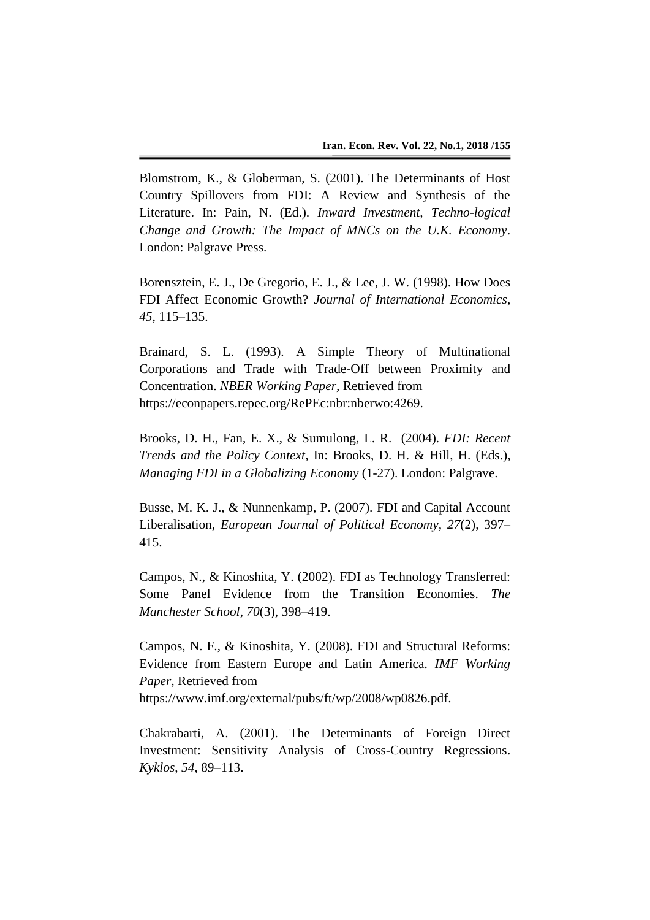Blomstrom, K., & Globerman, S. (2001). The Determinants of Host Country Spillovers from FDI: A Review and Synthesis of the Literature. In: Pain, N. (Ed.). *Inward Investment, Techno-logical Change and Growth: The Impact of MNCs on the U.K. Economy*. London: Palgrave Press.

Borensztein, E. J., De Gregorio, E. J., & Lee, J. W. (1998). How Does FDI Affect Economic Growth? *Journal of International Economics*, *45*, 115–135.

Brainard, S. L. (1993). A Simple Theory of Multinational Corporations and Trade with Trade-Off between Proximity and Concentration. *NBER Working Paper,* Retrieved from https://econpapers.repec.org/RePEc:nbr:nberwo:4269.

Brooks, D. H., Fan, E. X., & Sumulong, L. R. (2004). *FDI: Recent Trends and the Policy Context*, In: Brooks, D. H. & Hill, H. (Eds.), *Managing FDI in a Globalizing Economy* (1-27). London: Palgrave.

Busse, M. K. J., & Nunnenkamp, P. (2007). FDI and Capital Account Liberalisation, *European Journal of Political Economy, 27*(2), 397–415.

Campos, N., & Kinoshita, Y. (2002). FDI as Technology Transferred: Some Panel Evidence from the Transition Economies. *The Manchester School*, *70*(3), 398–419.

Campos, N. F., & Kinoshita, Y. (2008). FDI and Structural Reforms: Evidence from Eastern Europe and Latin America. *IMF Working Paper*, Retrieved from https://www.imf.org/external/pubs/ft/wp/2008/wp0826.pdf.

Chakrabarti, A. (2001). The Determinants of Foreign Direct Investment: Sensitivity Analysis of Cross-Country Regressions. *Kyklos*, *54*, 89–113.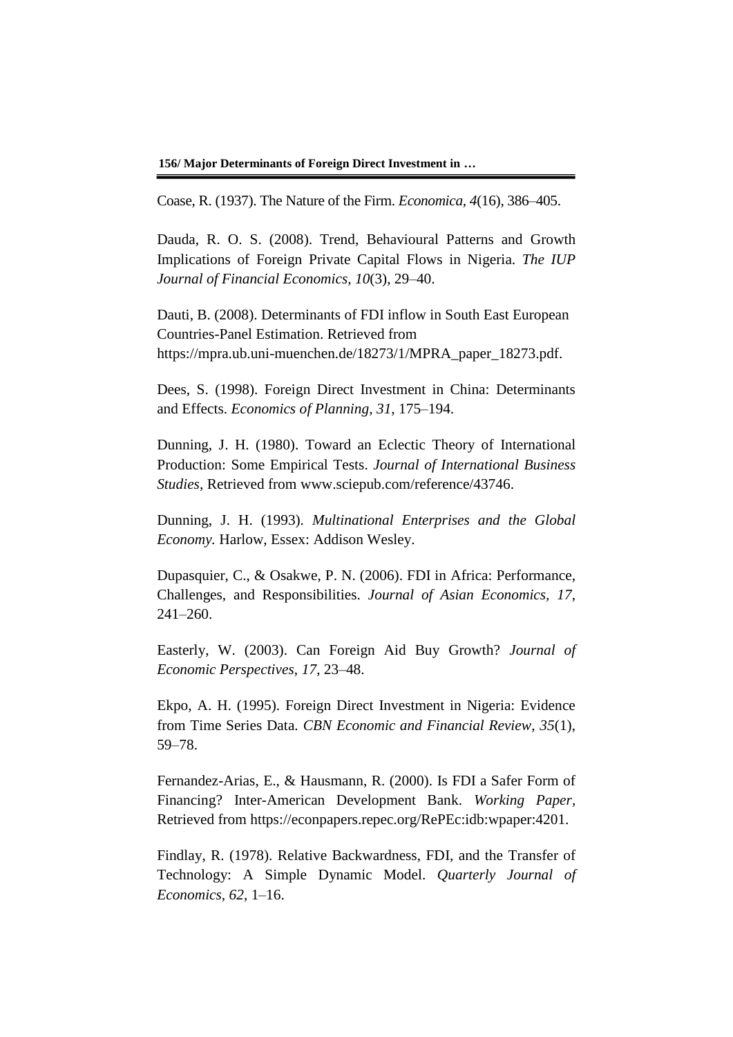Coase, R. (1937). The Nature of the Firm. *Economica, 4*(16), 386–405.

Dauda, R. O. S. (2008). Trend, Behavioural Patterns and Growth Implications of Foreign Private Capital Flows in Nigeria. *The IUP Journal of Financial Economics, 10*(3), 29–40.

Dauti, B. (2008). Determinants of FDI inflow in South East European Countries-Panel Estimation. Retrieved from https://mpra.ub.uni-muenchen.de/18273/1/MPRA_paper_18273.pdf.

Dees, S. (1998). Foreign Direct Investment in China: Determinants and Effects. *Economics of Planning, 31*, 175–194.

Dunning, J. H. (1980). Toward an Eclectic Theory of International Production: Some Empirical Tests. *Journal of International Business Studies*, Retrieved from www.sciepub.com/reference/43746.

Dunning, J. H. (1993). *Multinational Enterprises and the Global Economy.* Harlow, Essex: Addison Wesley.

Dupasquier, C., & Osakwe, P. N. (2006). FDI in Africa: Performance, Challenges, and Responsibilities. *Journal of Asian Economics, 17*, 241–260.

Easterly, W. (2003). Can Foreign Aid Buy Growth? *Journal of Economic Perspectives, 17*, 23–48.

Ekpo, A. H. (1995). Foreign Direct Investment in Nigeria: Evidence from Time Series Data. *CBN Economic and Financial Review, 35*(1), 59–78.

Fernandez-Arias, E., & Hausmann, R. (2000). Is FDI a Safer Form of Financing? Inter-American Development Bank. *Working Paper*, Retrieved from https://econpapers.repec.org/RePEc:idb:wpaper:4201.

Findlay, R. (1978). Relative Backwardness, FDI, and the Transfer of Technology: A Simple Dynamic Model. *Quarterly Journal of Economics, 62*, 1–16.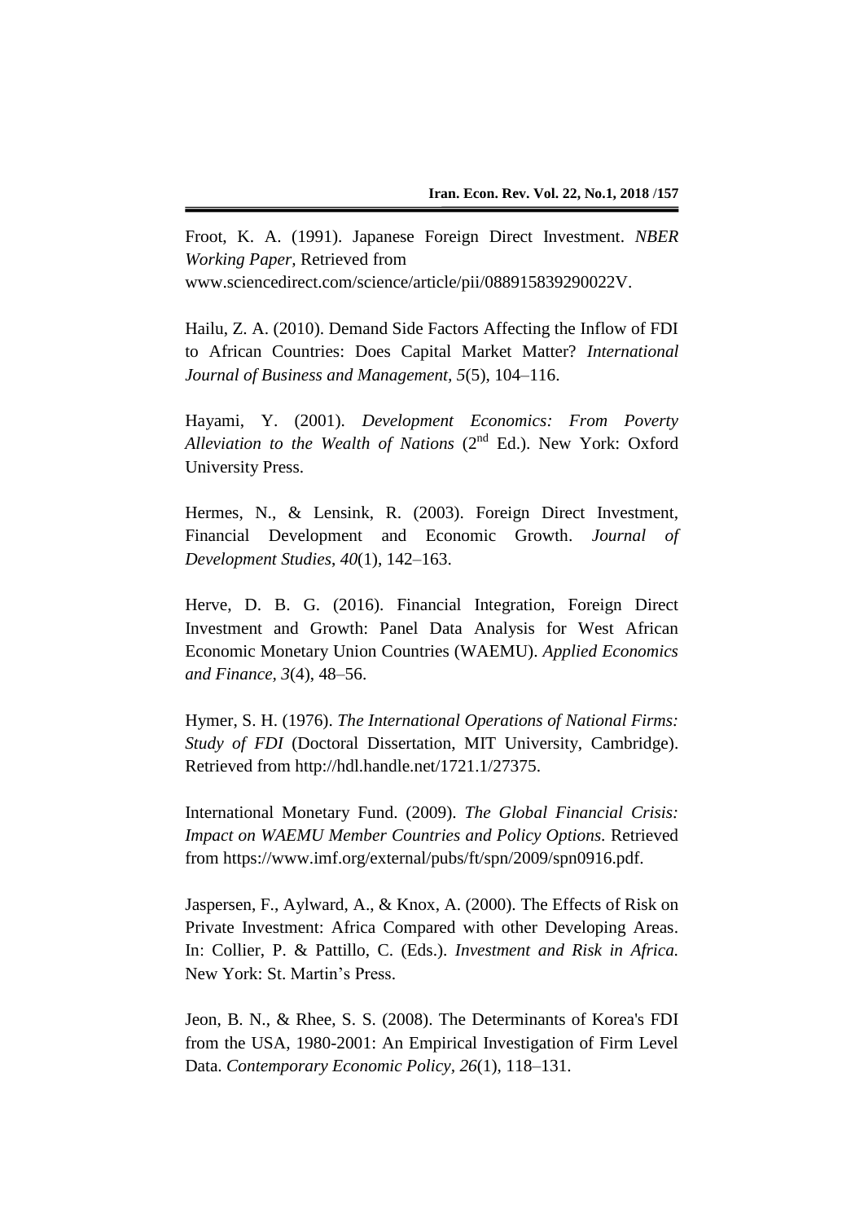Froot, K. A. (1991). Japanese Foreign Direct Investment. *NBER Working Paper,* Retrieved from www.sciencedirect.com/science/article/pii/088915839290022V.

Hailu, Z. A. (2010). Demand Side Factors Affecting the Inflow of FDI to African Countries: Does Capital Market Matter? *International Journal of Business and Management, 5*(5), 104–116.

Hayami, Y. (2001). *Development Economics: From Poverty Alleviation to the Wealth of Nations* (2nd Ed.). New York: Oxford University Press.

Hermes, N., & Lensink, R. (2003). Foreign Direct Investment, Financial Development and Economic Growth. *Journal of Development Studies*, *40*(1), 142–163.

Herve, D. B. G. (2016). Financial Integration, Foreign Direct Investment and Growth: Panel Data Analysis for West African Economic Monetary Union Countries (WAEMU). *Applied Economics and Finance, 3*(4), 48–56.

Hymer, S. H. (1976). *The International Operations of National Firms: Study of FDI* (Doctoral Dissertation, MIT University, Cambridge). Retrieved from http://hdl.handle.net/1721.1/27375.

International Monetary Fund. (2009). *The Global Financial Crisis: Impact on WAEMU Member Countries and Policy Options.* Retrieved from https://www.imf.org/external/pubs/ft/spn/2009/spn0916.pdf.

Jaspersen, F., Aylward, A., & Knox, A. (2000). The Effects of Risk on Private Investment: Africa Compared with other Developing Areas. In: Collier, P. & Pattillo, C. (Eds.). *Investment and Risk in Africa.* New York: St. Martin's Press.

Jeon, B. N., & Rhee, S. S. (2008). The Determinants of Korea's FDI from the USA, 1980-2001: An Empirical Investigation of Firm Level Data. *Contemporary Economic Policy, 26*(1), 118–131.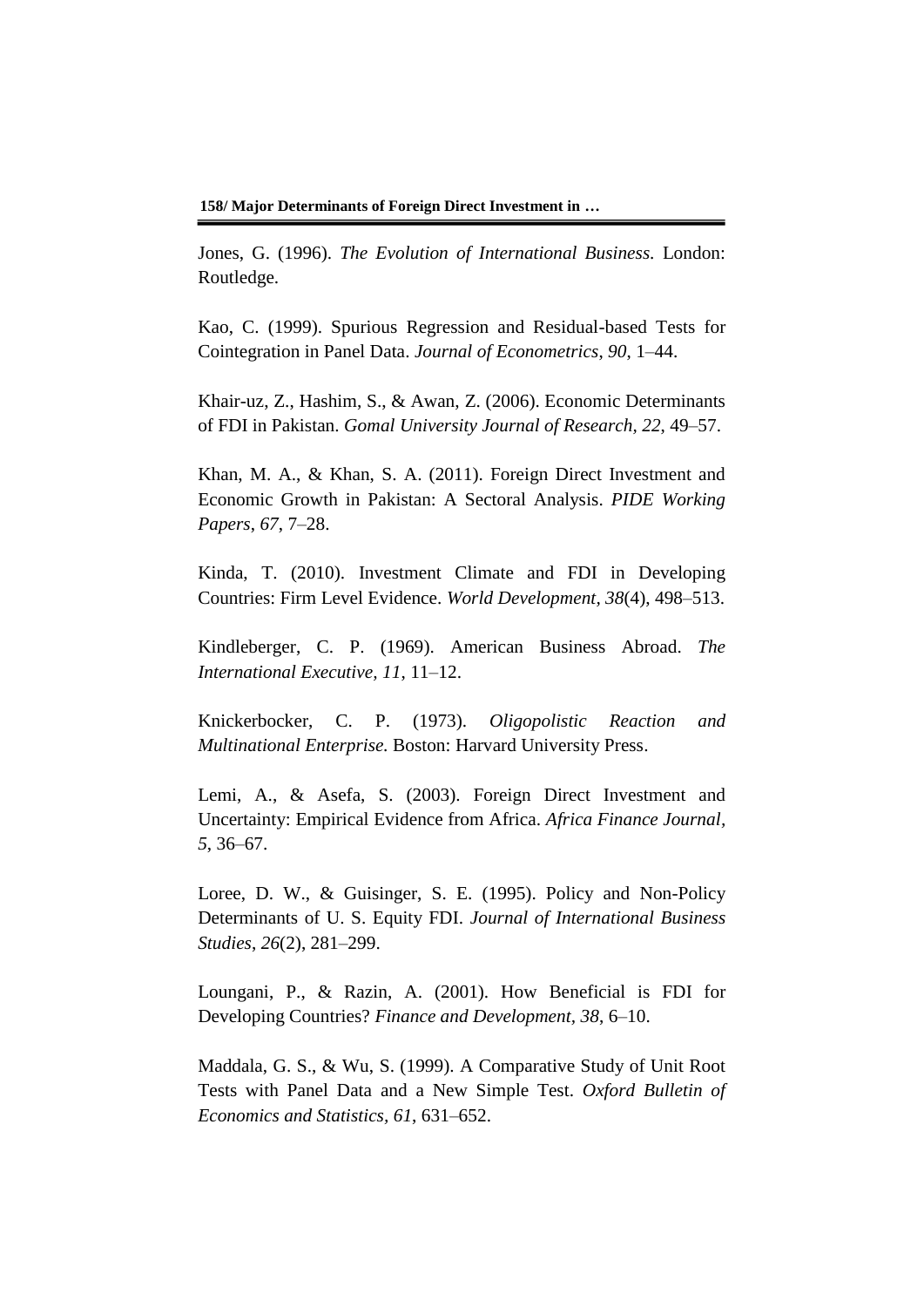Jones, G. (1996). *The Evolution of International Business*. London: Routledge.

Kao, C. (1999). Spurious Regression and Residual-based Tests for Cointegration in Panel Data. *Journal of Econometrics*, *90*, 1–44.

Khair-uz, Z., Hashim, S., & Awan, Z. (2006). Economic Determinants of FDI in Pakistan. *Gomal University Journal of Research*, *22*, 49–57.

Khan, M. A., & Khan, S. A. (2011). Foreign Direct Investment and Economic Growth in Pakistan: A Sectoral Analysis. *PIDE Working Papers*, *67*, 7–28.

Kinda, T. (2010). Investment Climate and FDI in Developing Countries: Firm Level Evidence. *World Development*, *38*(4), 498–513.

Kindleberger, C. P. (1969). American Business Abroad. *The International Executive*, *11*, 11–12.

Knickerbocker, C. P. (1973). *Oligopolistic Reaction and Multinational Enterprise.* Boston: Harvard University Press.

Lemi, A., & Asefa, S. (2003). Foreign Direct Investment and Uncertainty: Empirical Evidence from Africa. *Africa Finance Journal*, *5*, 36–67.

Loree, D. W., & Guisinger, S. E. (1995). Policy and Non-Policy Determinants of U. S. Equity FDI. *Journal of International Business Studies*, *26*(2), 281–299.

Loungani, P., & Razin, A. (2001). How Beneficial is FDI for Developing Countries? *Finance and Development*, *38*, 6–10.

Maddala, G. S., & Wu, S. (1999). A Comparative Study of Unit Root Tests with Panel Data and a New Simple Test. *Oxford Bulletin of Economics and Statistics*, *61*, 631–652.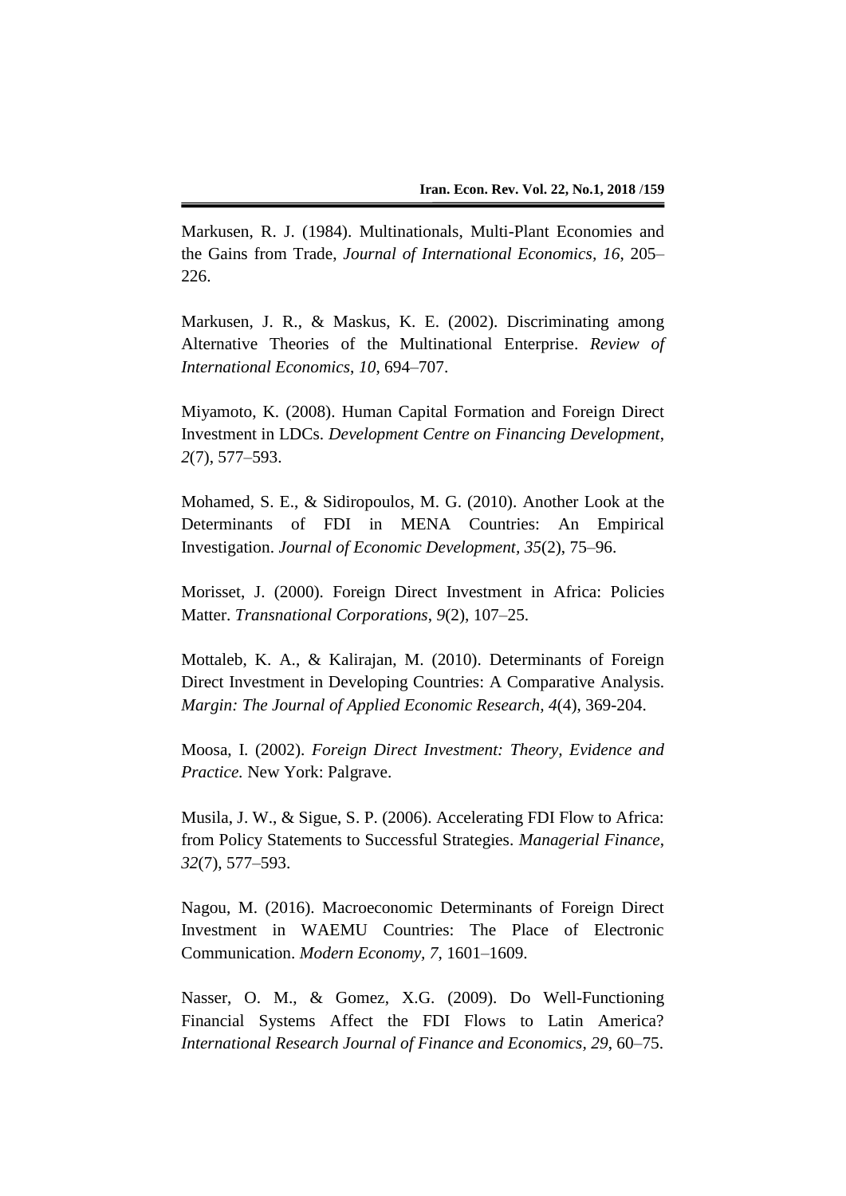Markusen, R. J. (1984). Multinationals, Multi-Plant Economies and the Gains from Trade, *Journal of International Economics, 16*, 205–226.

Markusen, J. R., & Maskus, K. E. (2002). Discriminating among Alternative Theories of the Multinational Enterprise. *Review of International Economics*, *10*, 694–707.

Miyamoto, K. (2008). Human Capital Formation and Foreign Direct Investment in LDCs. *Development Centre on Financing Development*, *2*(7), 577–593.

Mohamed, S. E., & Sidiropoulos, M. G. (2010). Another Look at the Determinants of FDI in MENA Countries: An Empirical Investigation. *Journal of Economic Development, 35*(2), 75–96.

Morisset, J. (2000). Foreign Direct Investment in Africa: Policies Matter. *Transnational Corporations*, *9*(2), 107–25.

Mottaleb, K. A., & Kalirajan, M. (2010). Determinants of Foreign Direct Investment in Developing Countries: A Comparative Analysis. *Margin: The Journal of Applied Economic Research, 4*(4), 369-204.

Moosa, I. (2002). *Foreign Direct Investment: Theory, Evidence and Practice.* New York: Palgrave.

Musila, J. W., & Sigue, S. P. (2006). Accelerating FDI Flow to Africa: from Policy Statements to Successful Strategies. *Managerial Finance*, *32*(7), 577–593.

Nagou, M. (2016). Macroeconomic Determinants of Foreign Direct Investment in WAEMU Countries: The Place of Electronic Communication. *Modern Economy, 7*, 1601–1609.

Nasser, O. M., & Gomez, X.G. (2009). Do Well-Functioning Financial Systems Affect the FDI Flows to Latin America? *International Research Journal of Finance and Economics*, *29*, 60–75.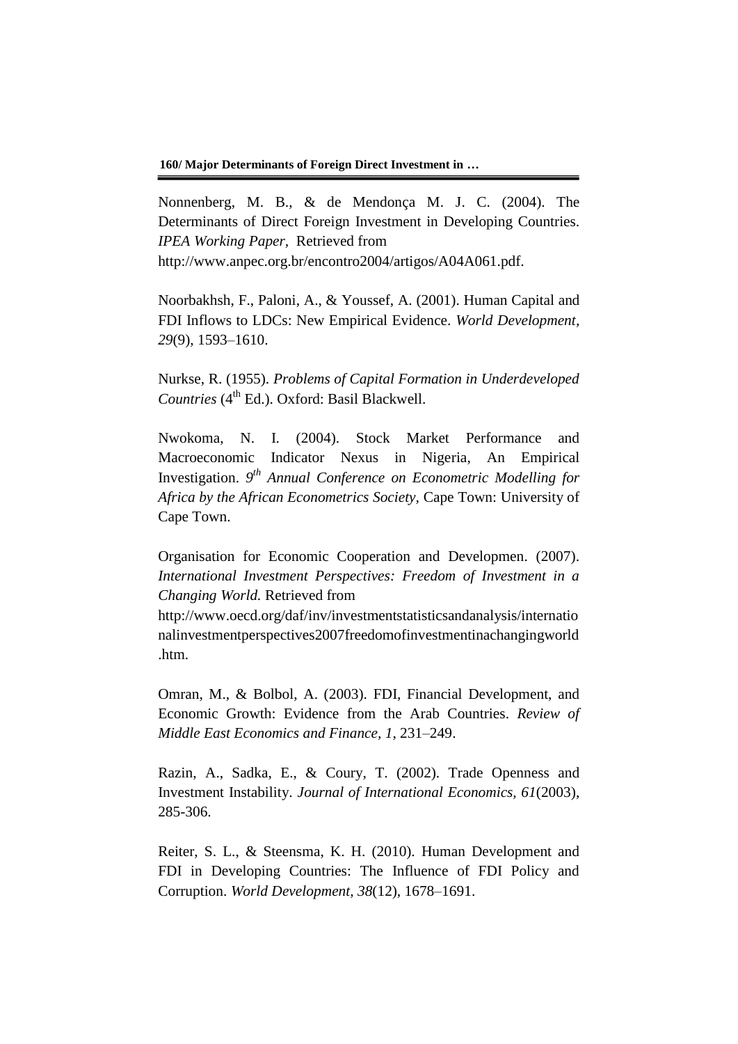Nonnenberg, M. B., & de Mendonça M. J. C. (2004). The Determinants of Direct Foreign Investment in Developing Countries. *IPEA Working Paper,* Retrieved from http://www.anpec.org.br/encontro2004/artigos/A04A061.pdf.

Noorbakhsh, F., Paloni, A., & Youssef, A. (2001). Human Capital and FDI Inflows to LDCs: New Empirical Evidence. *World Development*, *29*(9), 1593–1610.

Nurkse, R. (1955). *Problems of Capital Formation in Underdeveloped Countries* (4th Ed.). Oxford: Basil Blackwell.

Nwokoma, N. I. (2004). Stock Market Performance and Macroeconomic Indicator Nexus in Nigeria, An Empirical Investigation. *9th Annual Conference on Econometric Modelling for Africa by the African Econometrics Society*, Cape Town: University of Cape Town.

Organisation for Economic Cooperation and Developmen. (2007). *International Investment Perspectives: Freedom of Investment in a Changing World.* Retrieved from http://www.oecd.org/daf/inv/investmentstatisticsandanalysis/internationalinvestmentperspectives2007freedomofinvestmentinachangingworld.htm.

Omran, M., & Bolbol, A. (2003). FDI, Financial Development, and Economic Growth: Evidence from the Arab Countries. *Review of Middle East Economics and Finance*, *1*, 231–249.

Razin, A., Sadka, E., & Coury, T. (2002). Trade Openness and Investment Instability. *Journal of International Economics, 61*(2003), 285-306.

Reiter, S. L., & Steensma, K. H. (2010). Human Development and FDI in Developing Countries: The Influence of FDI Policy and Corruption. *World Development*, *38*(12), 1678–1691.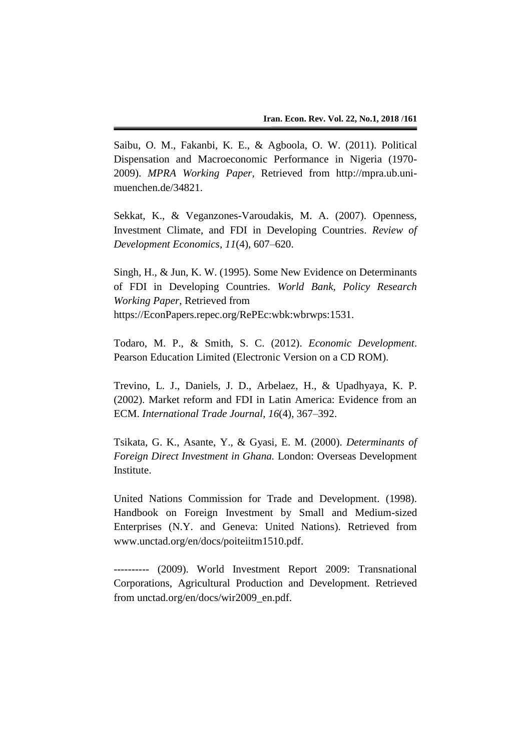Saibu, O. M., Fakanbi, K. E., & Agboola, O. W. (2011). Political Dispensation and Macroeconomic Performance in Nigeria (1970-2009). *MPRA Working Paper*, Retrieved from http://mpra.ub.uni-muenchen.de/34821.

Sekkat, K., & Veganzones-Varoudakis, M. A. (2007). Openness, Investment Climate, and FDI in Developing Countries. *Review of Development Economics, 11*(4), 607–620.

Singh, H., & Jun, K. W. (1995). Some New Evidence on Determinants of FDI in Developing Countries. *World Bank, Policy Research Working Paper*, Retrieved from https://EconPapers.repec.org/RePEc:wbk:wbrwps:1531.

Todaro, M. P., & Smith, S. C. (2012). *Economic Development*. Pearson Education Limited (Electronic Version on a CD ROM).

Trevino, L. J., Daniels, J. D., Arbelaez, H., & Upadhyaya, K. P. (2002). Market reform and FDI in Latin America: Evidence from an ECM. *International Trade Journal*, *16*(4), 367–392.

Tsikata, G. K., Asante, Y., & Gyasi, E. M. (2000). *Determinants of Foreign Direct Investment in Ghana.* London: Overseas Development Institute.

United Nations Commission for Trade and Development. (1998). Handbook on Foreign Investment by Small and Medium-sized Enterprises (N.Y. and Geneva: United Nations). Retrieved from www.unctad.org/en/docs/poiteiitm1510.pdf.

---------- (2009). World Investment Report 2009: Transnational Corporations, Agricultural Production and Development. Retrieved from unctad.org/en/docs/wir2009_en.pdf.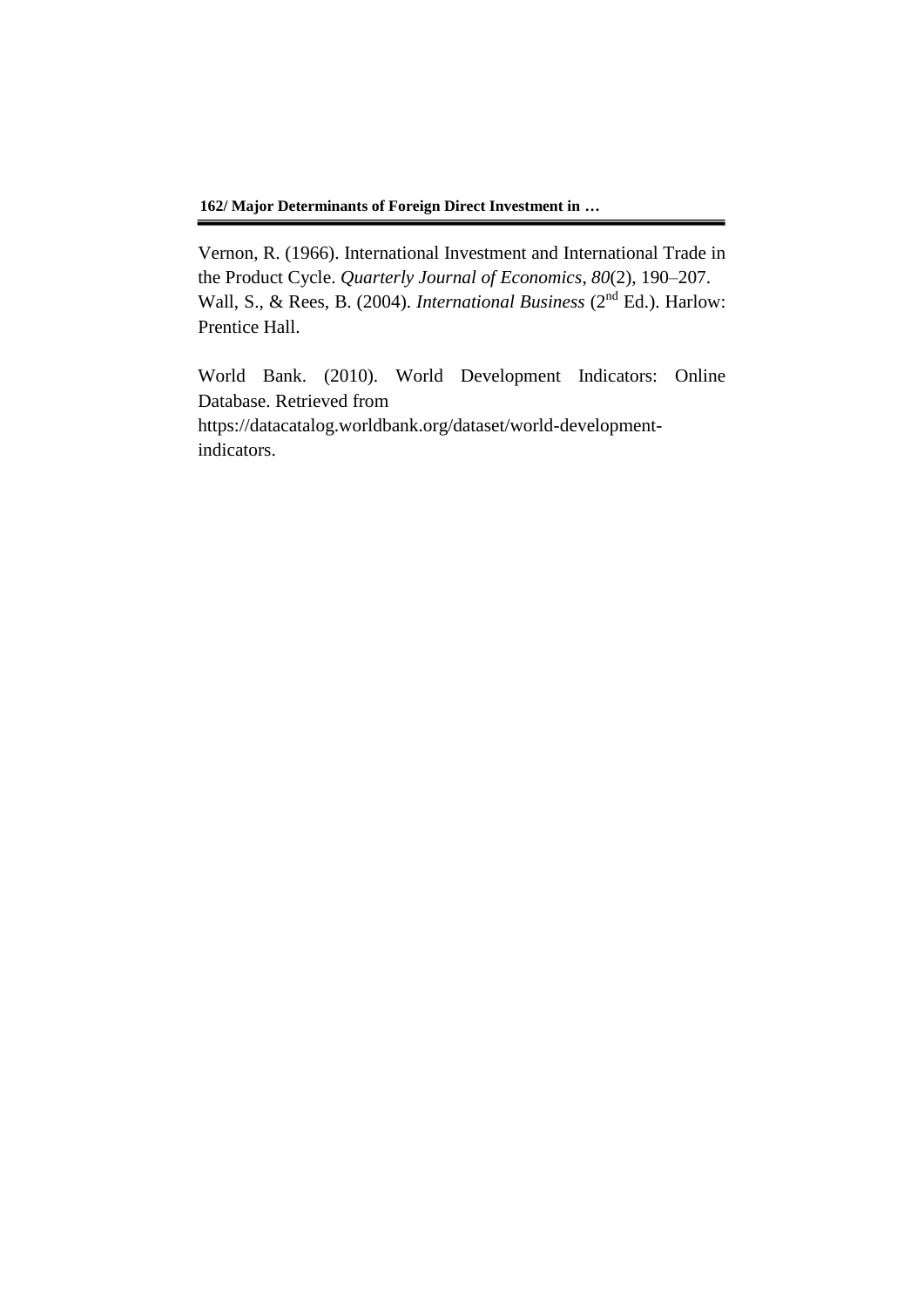Vernon, R. (1966). International Investment and International Trade in the Product Cycle. *Quarterly Journal of Economics*, *80*(2), 190–207.
Wall, S., & Rees, B. (2004). *International Business* (2nd Ed.). Harlow: Prentice Hall.

World Bank. (2010). World Development Indicators: Online Database. Retrieved from https://datacatalog.worldbank.org/dataset/world-development-indicators.